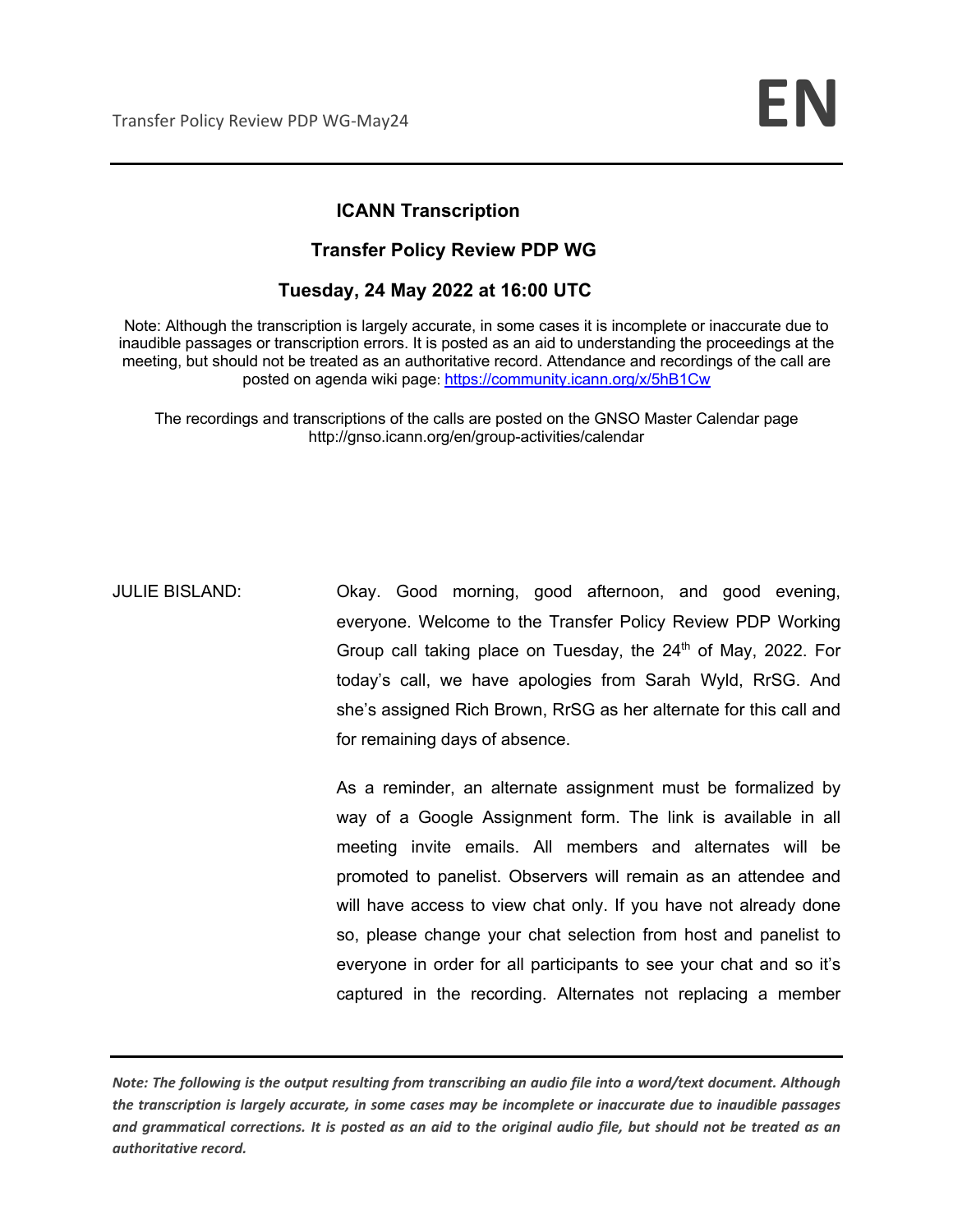# ICANN Transcription

## Transfer Policy Review PDP WG

### Tuesday, 24 May 2022 at 16:00 UTC

Note: Although the transcription is largely accurate, in some cases it is incomplete or inaccurate due to inaudible passages or transcription errors. It is posted as an aid to understanding the proceedings at the meeting, but should not be treated as an authoritative record. Attendance and recordings of the call are posted on agenda wiki page: https://community.icann.org/x/5hB1Cw

The recordings and transcriptions of the calls are posted on the GNSO Master Calendar page http://gnso.icann.org/en/group-activities/calendar

JULIE BISLAND: Okay. Good morning, good afternoon, and good evening, everyone. Welcome to the Transfer Policy Review PDP Working Group call taking place on Tuesday, the 24th of May, 2022. For today's call, we have apologies from Sarah Wyld, RrSG. And she's assigned Rich Brown, RrSG as her alternate for this call and for remaining days of absence.

As a reminder, an alternate assignment must be formalized by way of a Google Assignment form. The link is available in all meeting invite emails. All members and alternates will be promoted to panelist. Observers will remain as an attendee and will have access to view chat only. If you have not already done so, please change your chat selection from host and panelist to everyone in order for all participants to see your chat and so it's captured in the recording. Alternates not replacing a member

*Note: The following is the output resulting from transcribing an audio file into a word/text document. Although the transcription is largely accurate, in some cases may be incomplete or inaccurate due to inaudible passages and grammatical corrections. It is posted as an aid to the original audio file, but should not be treated as an authoritative record.*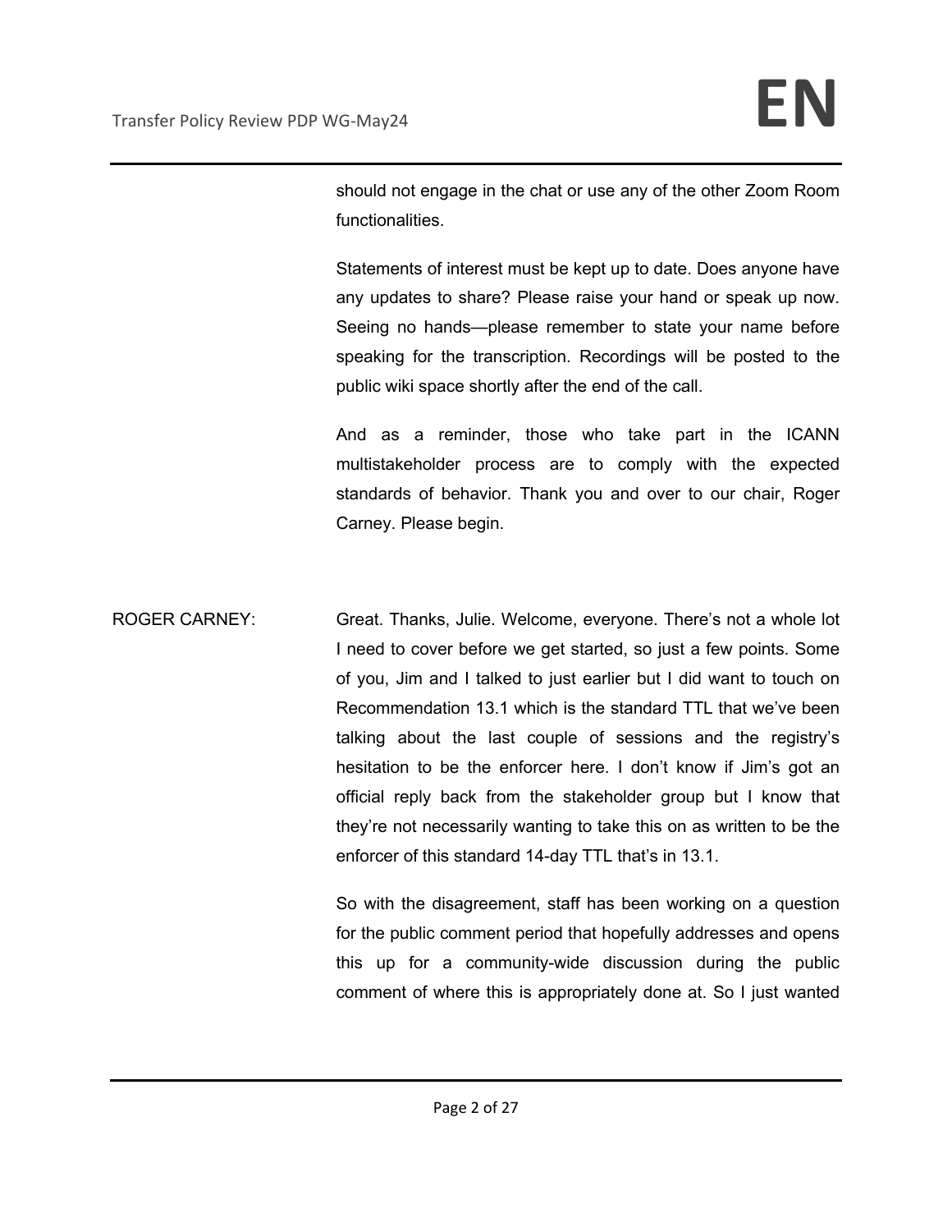should not engage in the chat or use any of the other Zoom Room functionalities.

Statements of interest must be kept up to date. Does anyone have any updates to share? Please raise your hand or speak up now. Seeing no hands—please remember to state your name before speaking for the transcription. Recordings will be posted to the public wiki space shortly after the end of the call.

And as a reminder, those who take part in the ICANN multistakeholder process are to comply with the expected standards of behavior. Thank you and over to our chair, Roger Carney. Please begin.

ROGER CARNEY: Great. Thanks, Julie. Welcome, everyone. There's not a whole lot I need to cover before we get started, so just a few points. Some of you, Jim and I talked to just earlier but I did want to touch on Recommendation 13.1 which is the standard TTL that we've been talking about the last couple of sessions and the registry's hesitation to be the enforcer here. I don't know if Jim's got an official reply back from the stakeholder group but I know that they're not necessarily wanting to take this on as written to be the enforcer of this standard 14-day TTL that's in 13.1.

So with the disagreement, staff has been working on a question for the public comment period that hopefully addresses and opens this up for a community-wide discussion during the public comment of where this is appropriately done at. So I just wanted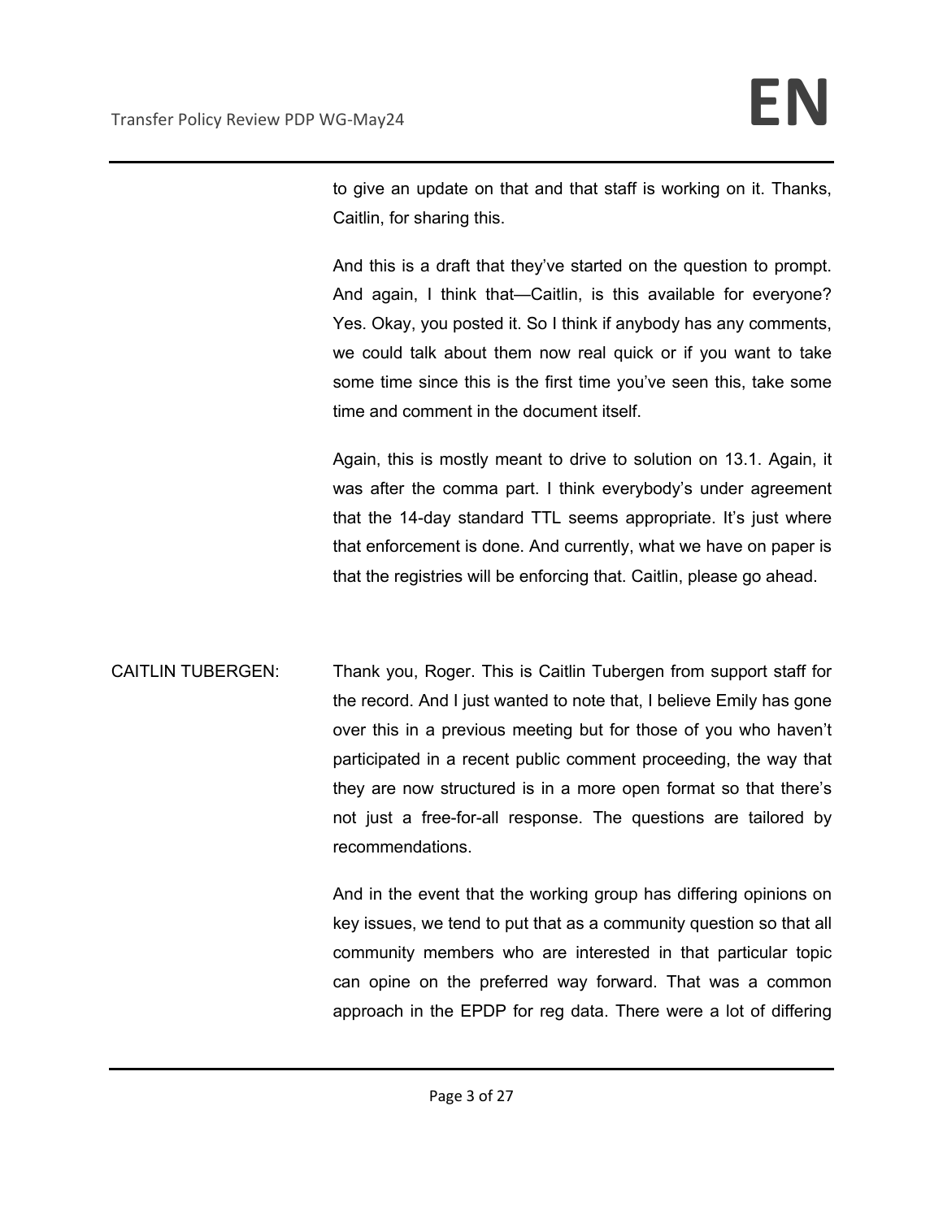to give an update on that and that staff is working on it. Thanks, Caitlin, for sharing this.

And this is a draft that they've started on the question to prompt. And again, I think that—Caitlin, is this available for everyone? Yes. Okay, you posted it. So I think if anybody has any comments, we could talk about them now real quick or if you want to take some time since this is the first time you've seen this, take some time and comment in the document itself.

Again, this is mostly meant to drive to solution on 13.1. Again, it was after the comma part. I think everybody's under agreement that the 14-day standard TTL seems appropriate. It's just where that enforcement is done. And currently, what we have on paper is that the registries will be enforcing that. Caitlin, please go ahead.

CAITLIN TUBERGEN: Thank you, Roger. This is Caitlin Tubergen from support staff for the record. And I just wanted to note that, I believe Emily has gone over this in a previous meeting but for those of you who haven't participated in a recent public comment proceeding, the way that they are now structured is in a more open format so that there's not just a free-for-all response. The questions are tailored by recommendations.

And in the event that the working group has differing opinions on key issues, we tend to put that as a community question so that all community members who are interested in that particular topic can opine on the preferred way forward. That was a common approach in the EPDP for reg data. There were a lot of differing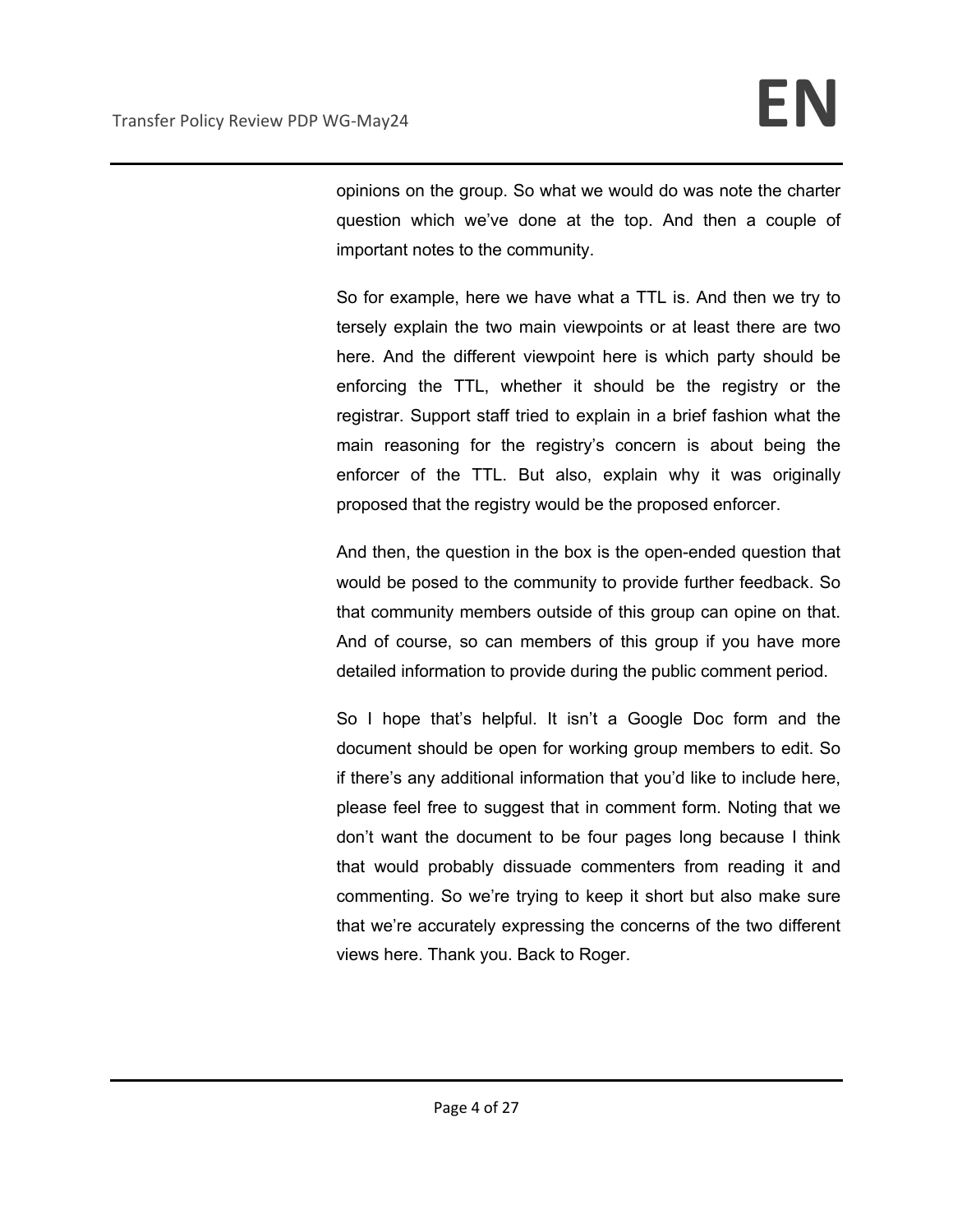opinions on the group. So what we would do was note the charter question which we've done at the top. And then a couple of important notes to the community.

So for example, here we have what a TTL is. And then we try to tersely explain the two main viewpoints or at least there are two here. And the different viewpoint here is which party should be enforcing the TTL, whether it should be the registry or the registrar. Support staff tried to explain in a brief fashion what the main reasoning for the registry's concern is about being the enforcer of the TTL. But also, explain why it was originally proposed that the registry would be the proposed enforcer.

And then, the question in the box is the open-ended question that would be posed to the community to provide further feedback. So that community members outside of this group can opine on that. And of course, so can members of this group if you have more detailed information to provide during the public comment period.

So I hope that's helpful. It isn't a Google Doc form and the document should be open for working group members to edit. So if there's any additional information that you'd like to include here, please feel free to suggest that in comment form. Noting that we don't want the document to be four pages long because I think that would probably dissuade commenters from reading it and commenting. So we're trying to keep it short but also make sure that we're accurately expressing the concerns of the two different views here. Thank you. Back to Roger.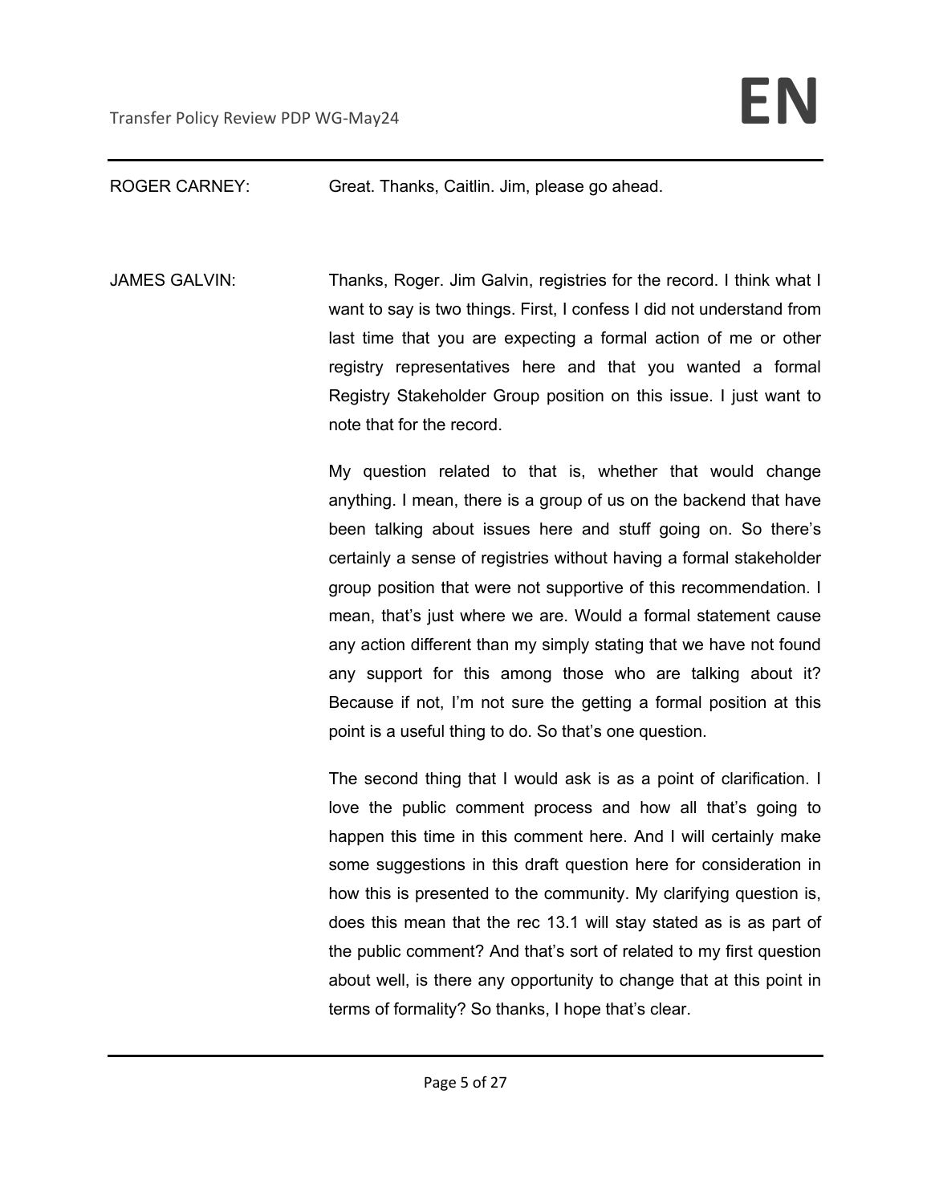ROGER CARNEY: Great. Thanks, Caitlin. Jim, please go ahead.

JAMES GALVIN: Thanks, Roger. Jim Galvin, registries for the record. I think what I want to say is two things. First, I confess I did not understand from last time that you are expecting a formal action of me or other registry representatives here and that you wanted a formal Registry Stakeholder Group position on this issue. I just want to note that for the record.

My question related to that is, whether that would change anything. I mean, there is a group of us on the backend that have been talking about issues here and stuff going on. So there's certainly a sense of registries without having a formal stakeholder group position that were not supportive of this recommendation. I mean, that's just where we are. Would a formal statement cause any action different than my simply stating that we have not found any support for this among those who are talking about it? Because if not, I'm not sure the getting a formal position at this point is a useful thing to do. So that's one question.

The second thing that I would ask is as a point of clarification. I love the public comment process and how all that's going to happen this time in this comment here. And I will certainly make some suggestions in this draft question here for consideration in how this is presented to the community. My clarifying question is, does this mean that the rec 13.1 will stay stated as is as part of the public comment? And that's sort of related to my first question about well, is there any opportunity to change that at this point in terms of formality? So thanks, I hope that's clear.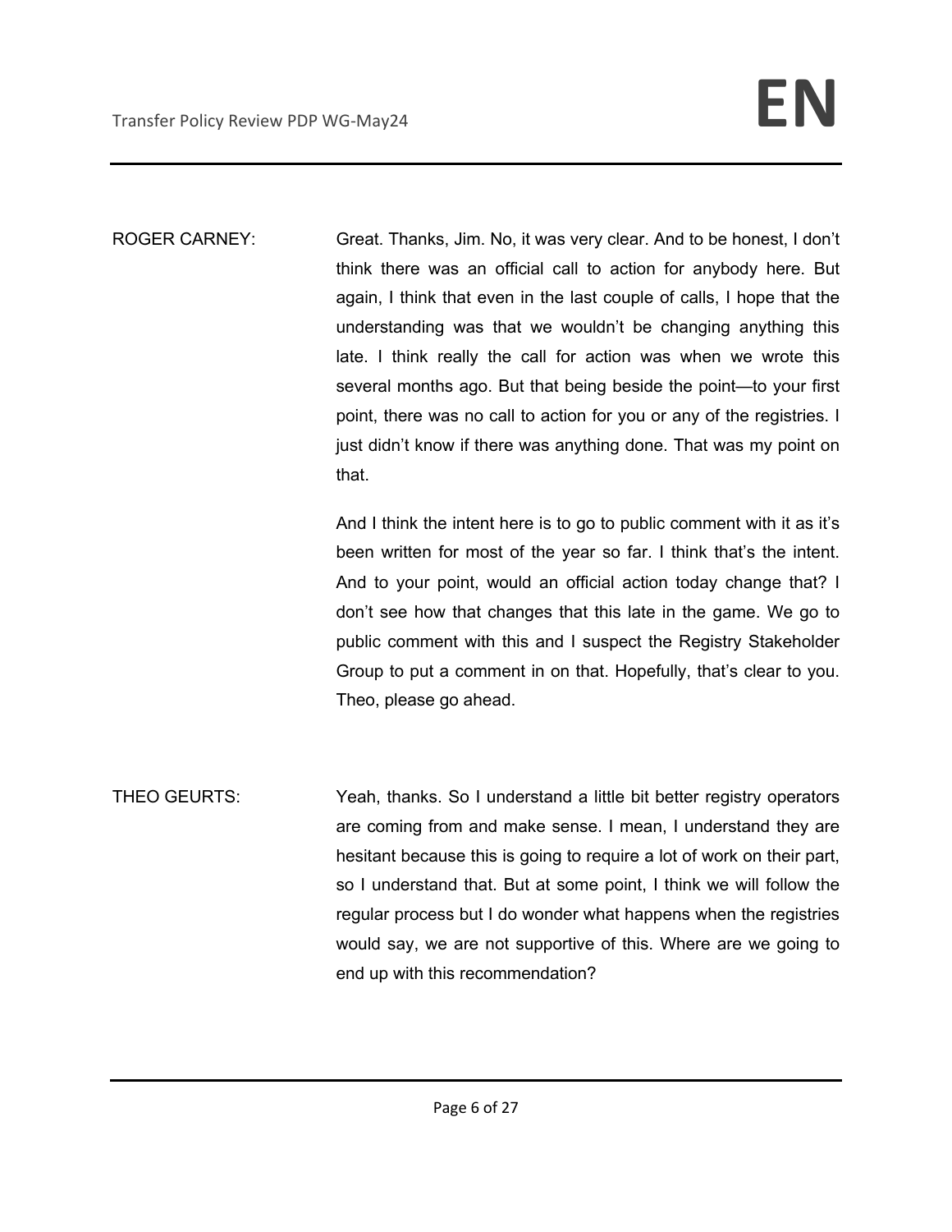ROGER CARNEY: Great. Thanks, Jim. No, it was very clear. And to be honest, I don't think there was an official call to action for anybody here. But again, I think that even in the last couple of calls, I hope that the understanding was that we wouldn't be changing anything this late. I think really the call for action was when we wrote this several months ago. But that being beside the point—to your first point, there was no call to action for you or any of the registries. I just didn't know if there was anything done. That was my point on that.

And I think the intent here is to go to public comment with it as it's been written for most of the year so far. I think that's the intent. And to your point, would an official action today change that? I don't see how that changes that this late in the game. We go to public comment with this and I suspect the Registry Stakeholder Group to put a comment in on that. Hopefully, that's clear to you. Theo, please go ahead.

THEO GEURTS: Yeah, thanks. So I understand a little bit better registry operators are coming from and make sense. I mean, I understand they are hesitant because this is going to require a lot of work on their part, so I understand that. But at some point, I think we will follow the regular process but I do wonder what happens when the registries would say, we are not supportive of this. Where are we going to end up with this recommendation?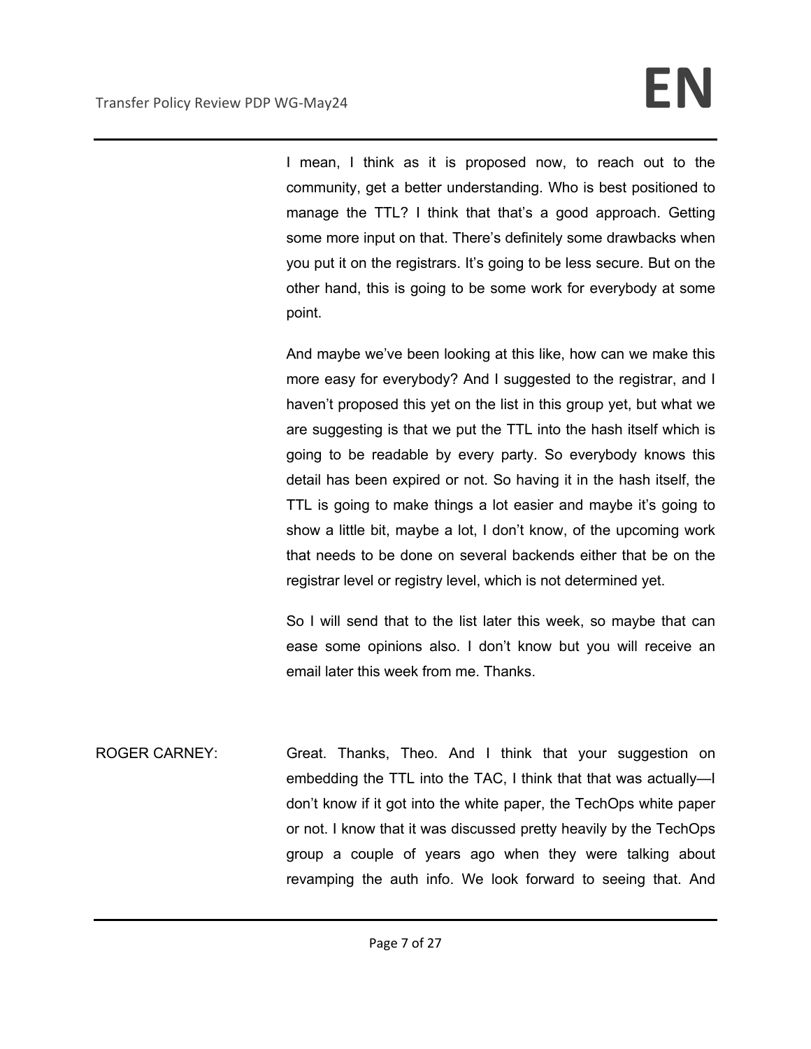I mean, I think as it is proposed now, to reach out to the community, get a better understanding. Who is best positioned to manage the TTL? I think that that's a good approach. Getting some more input on that. There's definitely some drawbacks when you put it on the registrars. It's going to be less secure. But on the other hand, this is going to be some work for everybody at some point.

And maybe we've been looking at this like, how can we make this more easy for everybody? And I suggested to the registrar, and I haven't proposed this yet on the list in this group yet, but what we are suggesting is that we put the TTL into the hash itself which is going to be readable by every party. So everybody knows this detail has been expired or not. So having it in the hash itself, the TTL is going to make things a lot easier and maybe it's going to show a little bit, maybe a lot, I don't know, of the upcoming work that needs to be done on several backends either that be on the registrar level or registry level, which is not determined yet.

So I will send that to the list later this week, so maybe that can ease some opinions also. I don't know but you will receive an email later this week from me. Thanks.

ROGER CARNEY: Great. Thanks, Theo. And I think that your suggestion on embedding the TTL into the TAC, I think that that was actually—I don't know if it got into the white paper, the TechOps white paper or not. I know that it was discussed pretty heavily by the TechOps group a couple of years ago when they were talking about revamping the auth info. We look forward to seeing that. And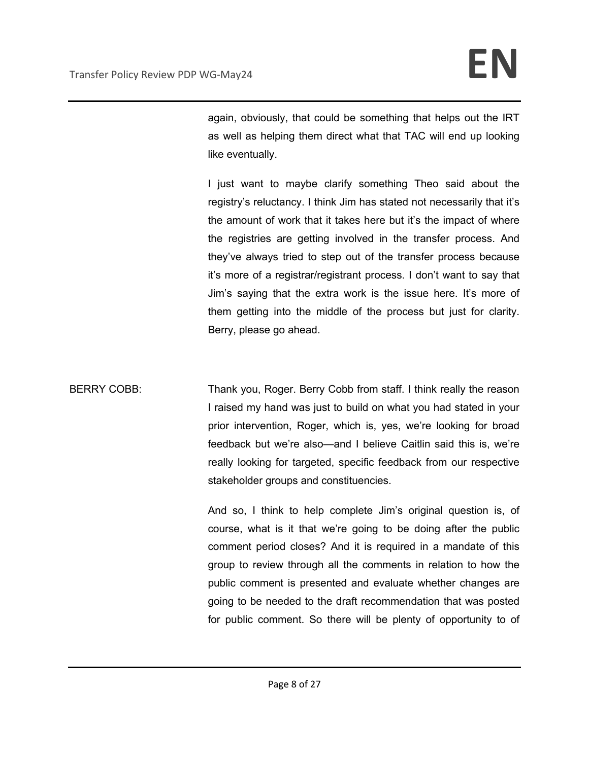again, obviously, that could be something that helps out the IRT as well as helping them direct what that TAC will end up looking like eventually.

I just want to maybe clarify something Theo said about the registry's reluctancy. I think Jim has stated not necessarily that it's the amount of work that it takes here but it's the impact of where the registries are getting involved in the transfer process. And they've always tried to step out of the transfer process because it's more of a registrar/registrant process. I don't want to say that Jim's saying that the extra work is the issue here. It's more of them getting into the middle of the process but just for clarity. Berry, please go ahead.

BERRY COBB: Thank you, Roger. Berry Cobb from staff. I think really the reason I raised my hand was just to build on what you had stated in your prior intervention, Roger, which is, yes, we're looking for broad feedback but we're also—and I believe Caitlin said this is, we're really looking for targeted, specific feedback from our respective stakeholder groups and constituencies.

And so, I think to help complete Jim's original question is, of course, what is it that we're going to be doing after the public comment period closes? And it is required in a mandate of this group to review through all the comments in relation to how the public comment is presented and evaluate whether changes are going to be needed to the draft recommendation that was posted for public comment. So there will be plenty of opportunity to of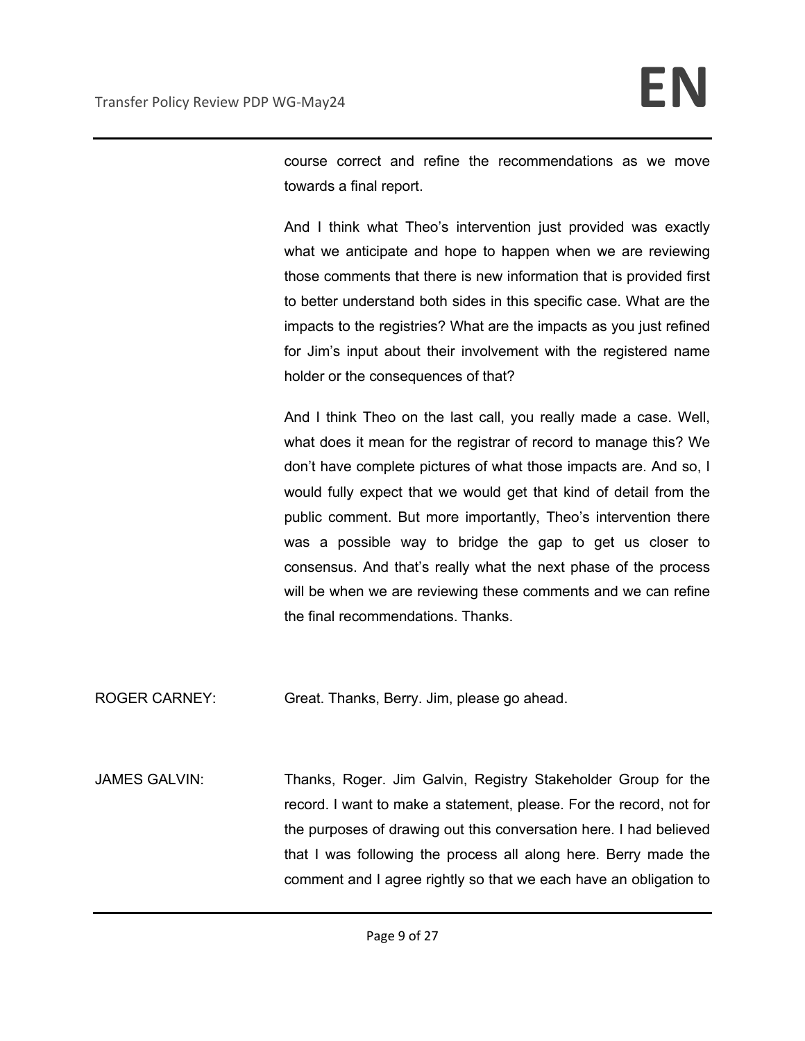course correct and refine the recommendations as we move towards a final report.

And I think what Theo's intervention just provided was exactly what we anticipate and hope to happen when we are reviewing those comments that there is new information that is provided first to better understand both sides in this specific case. What are the impacts to the registries? What are the impacts as you just refined for Jim's input about their involvement with the registered name holder or the consequences of that?

And I think Theo on the last call, you really made a case. Well, what does it mean for the registrar of record to manage this? We don't have complete pictures of what those impacts are. And so, I would fully expect that we would get that kind of detail from the public comment. But more importantly, Theo's intervention there was a possible way to bridge the gap to get us closer to consensus. And that's really what the next phase of the process will be when we are reviewing these comments and we can refine the final recommendations. Thanks.

ROGER CARNEY: Great. Thanks, Berry. Jim, please go ahead.

JAMES GALVIN: Thanks, Roger. Jim Galvin, Registry Stakeholder Group for the record. I want to make a statement, please. For the record, not for the purposes of drawing out this conversation here. I had believed that I was following the process all along here. Berry made the comment and I agree rightly so that we each have an obligation to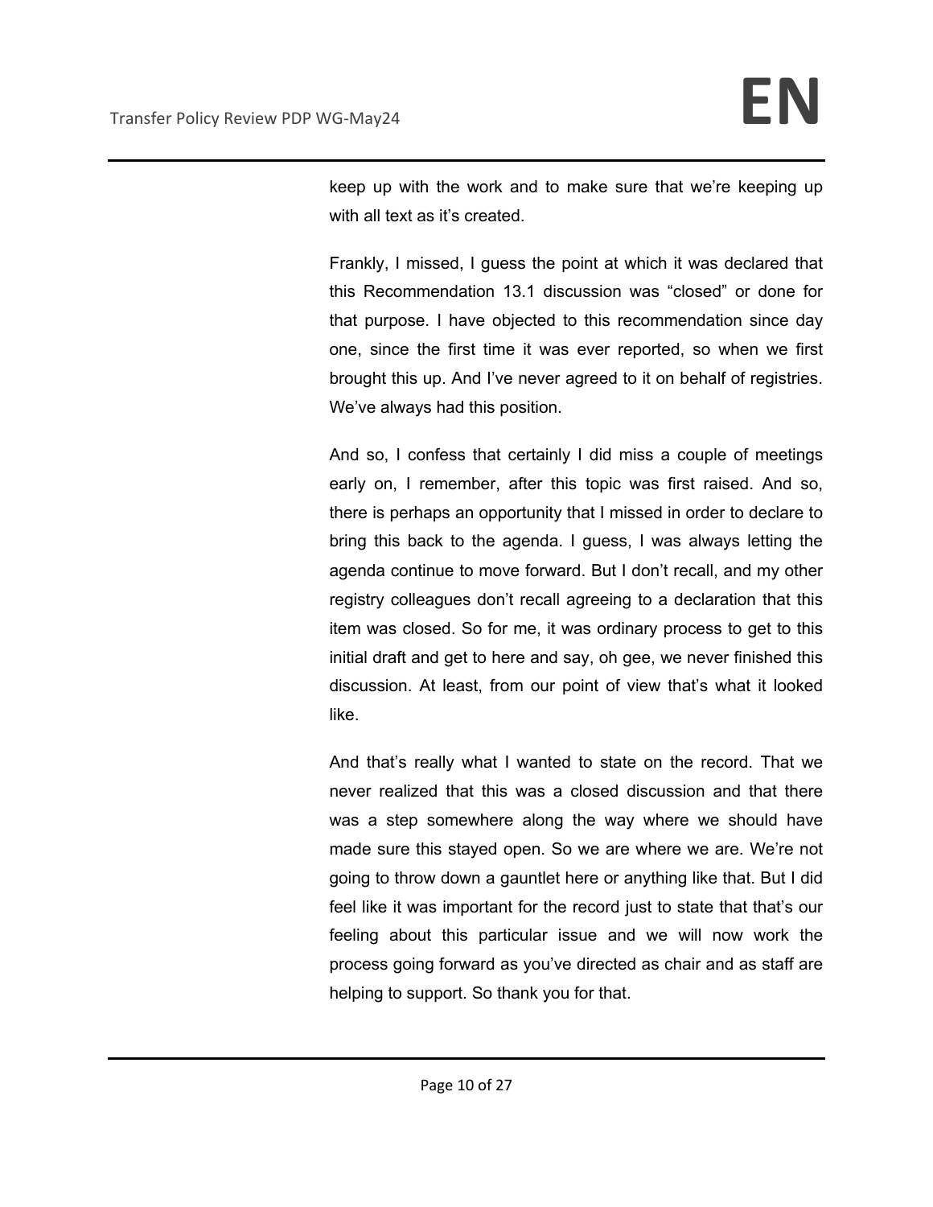keep up with the work and to make sure that we're keeping up with all text as it's created.

Frankly, I missed, I guess the point at which it was declared that this Recommendation 13.1 discussion was "closed" or done for that purpose. I have objected to this recommendation since day one, since the first time it was ever reported, so when we first brought this up. And I've never agreed to it on behalf of registries. We've always had this position.

And so, I confess that certainly I did miss a couple of meetings early on, I remember, after this topic was first raised. And so, there is perhaps an opportunity that I missed in order to declare to bring this back to the agenda. I guess, I was always letting the agenda continue to move forward. But I don't recall, and my other registry colleagues don't recall agreeing to a declaration that this item was closed. So for me, it was ordinary process to get to this initial draft and get to here and say, oh gee, we never finished this discussion. At least, from our point of view that's what it looked like.

And that's really what I wanted to state on the record. That we never realized that this was a closed discussion and that there was a step somewhere along the way where we should have made sure this stayed open. So we are where we are. We're not going to throw down a gauntlet here or anything like that. But I did feel like it was important for the record just to state that that's our feeling about this particular issue and we will now work the process going forward as you've directed as chair and as staff are helping to support. So thank you for that.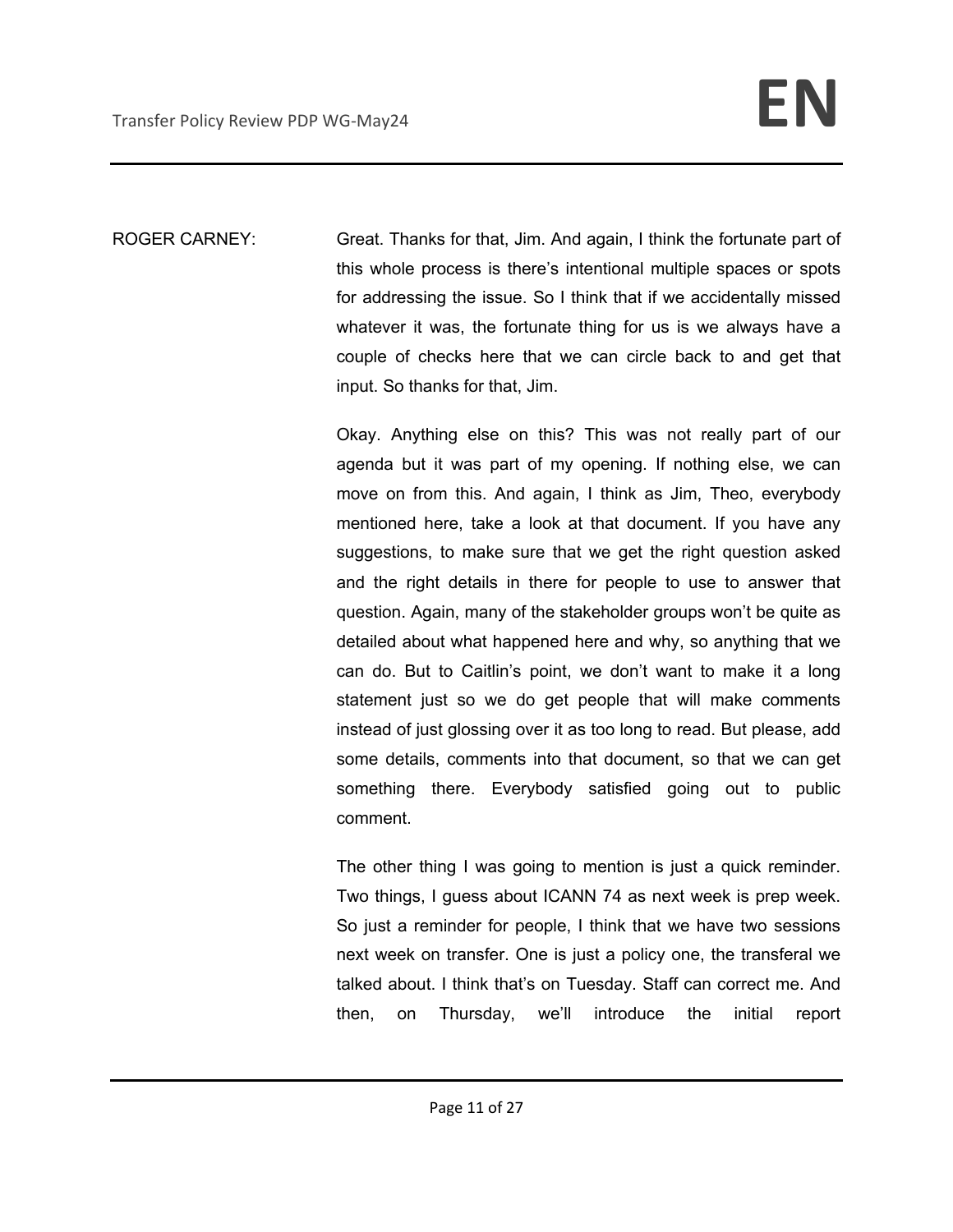ROGER CARNEY: Great. Thanks for that, Jim. And again, I think the fortunate part of this whole process is there's intentional multiple spaces or spots for addressing the issue. So I think that if we accidentally missed whatever it was, the fortunate thing for us is we always have a couple of checks here that we can circle back to and get that input. So thanks for that, Jim.

Okay. Anything else on this? This was not really part of our agenda but it was part of my opening. If nothing else, we can move on from this. And again, I think as Jim, Theo, everybody mentioned here, take a look at that document. If you have any suggestions, to make sure that we get the right question asked and the right details in there for people to use to answer that question. Again, many of the stakeholder groups won't be quite as detailed about what happened here and why, so anything that we can do. But to Caitlin's point, we don't want to make it a long statement just so we do get people that will make comments instead of just glossing over it as too long to read. But please, add some details, comments into that document, so that we can get something there. Everybody satisfied going out to public comment.

The other thing I was going to mention is just a quick reminder. Two things, I guess about ICANN 74 as next week is prep week. So just a reminder for people, I think that we have two sessions next week on transfer. One is just a policy one, the transferal we talked about. I think that's on Tuesday. Staff can correct me. And then, on Thursday, we'll introduce the initial report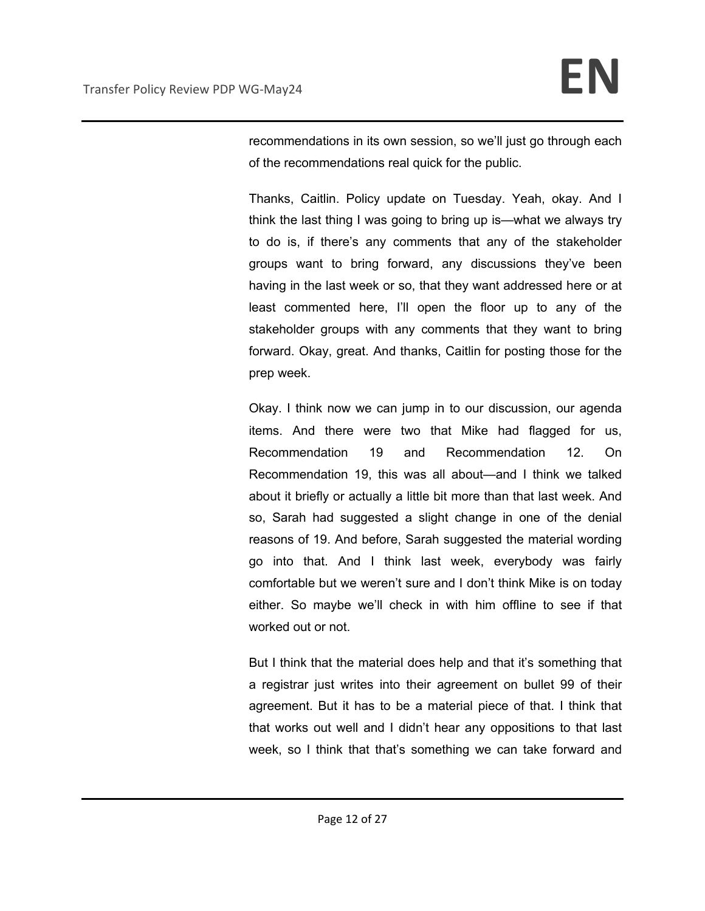recommendations in its own session, so we'll just go through each of the recommendations real quick for the public.

Thanks, Caitlin. Policy update on Tuesday. Yeah, okay. And I think the last thing I was going to bring up is—what we always try to do is, if there's any comments that any of the stakeholder groups want to bring forward, any discussions they've been having in the last week or so, that they want addressed here or at least commented here, I'll open the floor up to any of the stakeholder groups with any comments that they want to bring forward. Okay, great. And thanks, Caitlin for posting those for the prep week.

Okay. I think now we can jump in to our discussion, our agenda items. And there were two that Mike had flagged for us, Recommendation 19 and Recommendation 12. On Recommendation 19, this was all about—and I think we talked about it briefly or actually a little bit more than that last week. And so, Sarah had suggested a slight change in one of the denial reasons of 19. And before, Sarah suggested the material wording go into that. And I think last week, everybody was fairly comfortable but we weren't sure and I don't think Mike is on today either. So maybe we'll check in with him offline to see if that worked out or not.

But I think that the material does help and that it's something that a registrar just writes into their agreement on bullet 99 of their agreement. But it has to be a material piece of that. I think that that works out well and I didn't hear any oppositions to that last week, so I think that that's something we can take forward and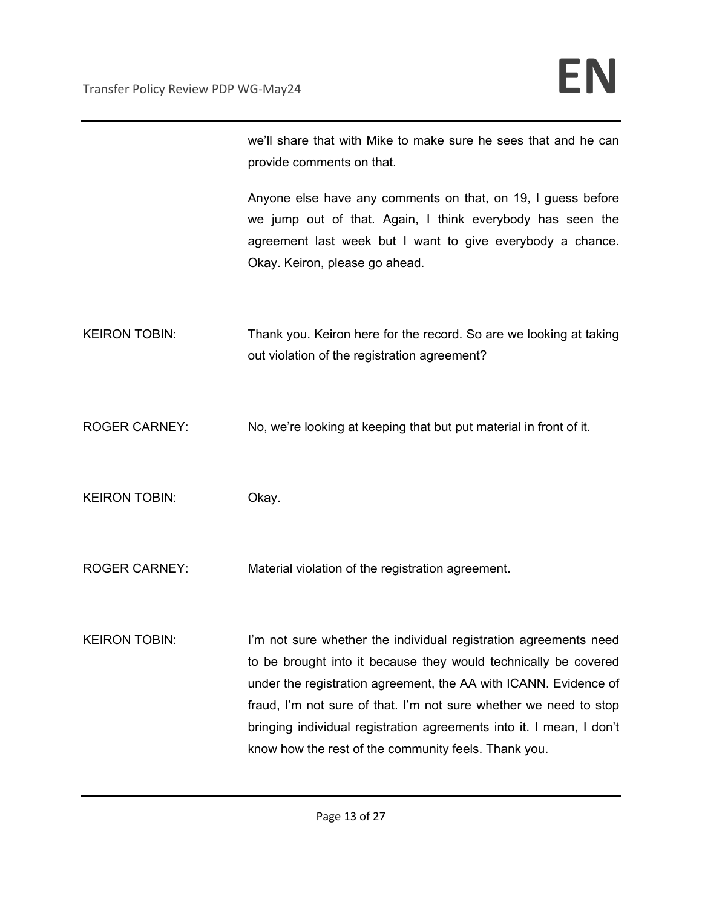we'll share that with Mike to make sure he sees that and he can provide comments on that.

Anyone else have any comments on that, on 19, I guess before we jump out of that. Again, I think everybody has seen the agreement last week but I want to give everybody a chance. Okay. Keiron, please go ahead.

KEIRON TOBIN: Thank you. Keiron here for the record. So are we looking at taking out violation of the registration agreement?

ROGER CARNEY: No, we're looking at keeping that but put material in front of it.

KEIRON TOBIN: Okay.

ROGER CARNEY: Material violation of the registration agreement.

KEIRON TOBIN: I'm not sure whether the individual registration agreements need to be brought into it because they would technically be covered under the registration agreement, the AA with ICANN. Evidence of fraud, I'm not sure of that. I'm not sure whether we need to stop bringing individual registration agreements into it. I mean, I don't know how the rest of the community feels. Thank you.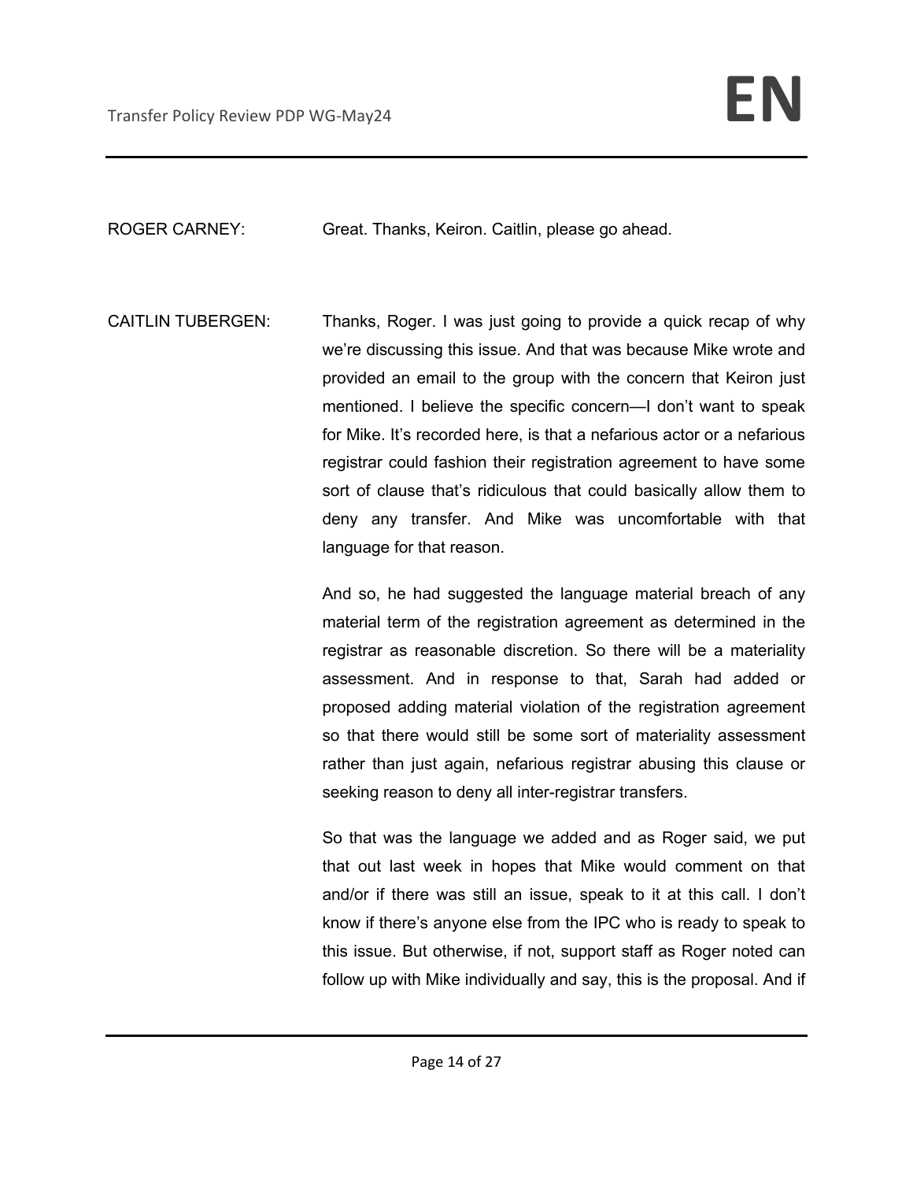ROGER CARNEY: Great. Thanks, Keiron. Caitlin, please go ahead.

CAITLIN TUBERGEN: Thanks, Roger. I was just going to provide a quick recap of why we're discussing this issue. And that was because Mike wrote and provided an email to the group with the concern that Keiron just mentioned. I believe the specific concern—I don't want to speak for Mike. It's recorded here, is that a nefarious actor or a nefarious registrar could fashion their registration agreement to have some sort of clause that's ridiculous that could basically allow them to deny any transfer. And Mike was uncomfortable with that language for that reason.

And so, he had suggested the language material breach of any material term of the registration agreement as determined in the registrar as reasonable discretion. So there will be a materiality assessment. And in response to that, Sarah had added or proposed adding material violation of the registration agreement so that there would still be some sort of materiality assessment rather than just again, nefarious registrar abusing this clause or seeking reason to deny all inter-registrar transfers.

So that was the language we added and as Roger said, we put that out last week in hopes that Mike would comment on that and/or if there was still an issue, speak to it at this call. I don't know if there's anyone else from the IPC who is ready to speak to this issue. But otherwise, if not, support staff as Roger noted can follow up with Mike individually and say, this is the proposal. And if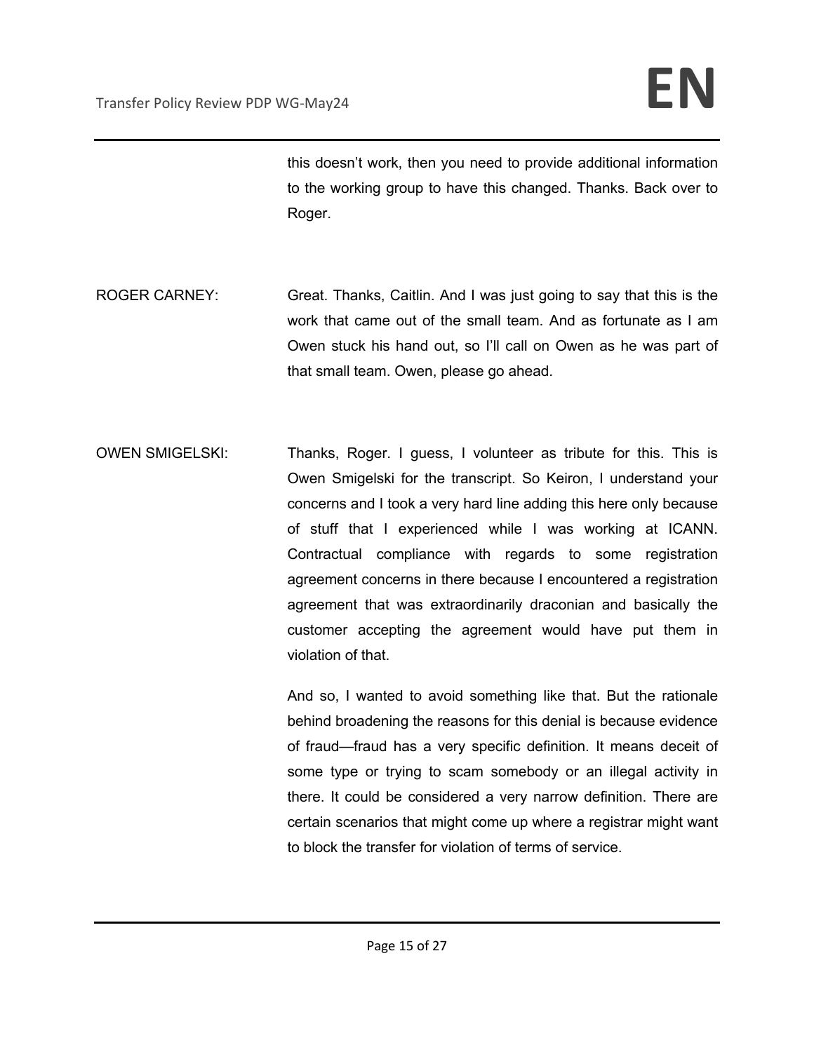this doesn't work, then you need to provide additional information to the working group to have this changed. Thanks. Back over to Roger.

ROGER CARNEY: Great. Thanks, Caitlin. And I was just going to say that this is the work that came out of the small team. And as fortunate as I am Owen stuck his hand out, so I'll call on Owen as he was part of that small team. Owen, please go ahead.

OWEN SMIGELSKI: Thanks, Roger. I guess, I volunteer as tribute for this. This is Owen Smigelski for the transcript. So Keiron, I understand your concerns and I took a very hard line adding this here only because of stuff that I experienced while I was working at ICANN. Contractual compliance with regards to some registration agreement concerns in there because I encountered a registration agreement that was extraordinarily draconian and basically the customer accepting the agreement would have put them in violation of that.

And so, I wanted to avoid something like that. But the rationale behind broadening the reasons for this denial is because evidence of fraud—fraud has a very specific definition. It means deceit of some type or trying to scam somebody or an illegal activity in there. It could be considered a very narrow definition. There are certain scenarios that might come up where a registrar might want to block the transfer for violation of terms of service.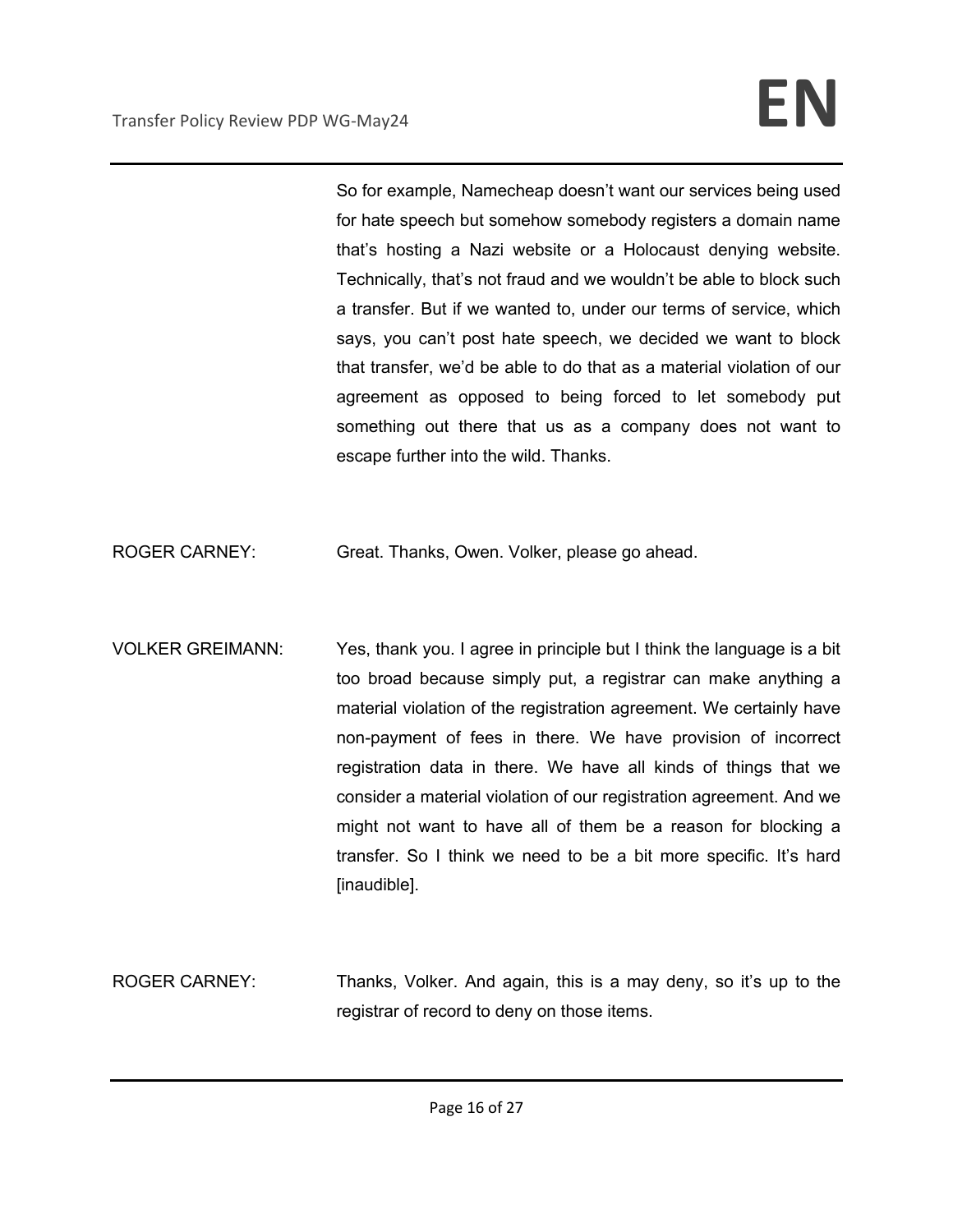So for example, Namecheap doesn't want our services being used for hate speech but somehow somebody registers a domain name that's hosting a Nazi website or a Holocaust denying website. Technically, that's not fraud and we wouldn't be able to block such a transfer. But if we wanted to, under our terms of service, which says, you can't post hate speech, we decided we want to block that transfer, we'd be able to do that as a material violation of our agreement as opposed to being forced to let somebody put something out there that us as a company does not want to escape further into the wild. Thanks.

ROGER CARNEY: Great. Thanks, Owen. Volker, please go ahead.

VOLKER GREIMANN: Yes, thank you. I agree in principle but I think the language is a bit too broad because simply put, a registrar can make anything a material violation of the registration agreement. We certainly have non-payment of fees in there. We have provision of incorrect registration data in there. We have all kinds of things that we consider a material violation of our registration agreement. And we might not want to have all of them be a reason for blocking a transfer. So I think we need to be a bit more specific. It's hard [inaudible].

ROGER CARNEY: Thanks, Volker. And again, this is a may deny, so it's up to the registrar of record to deny on those items.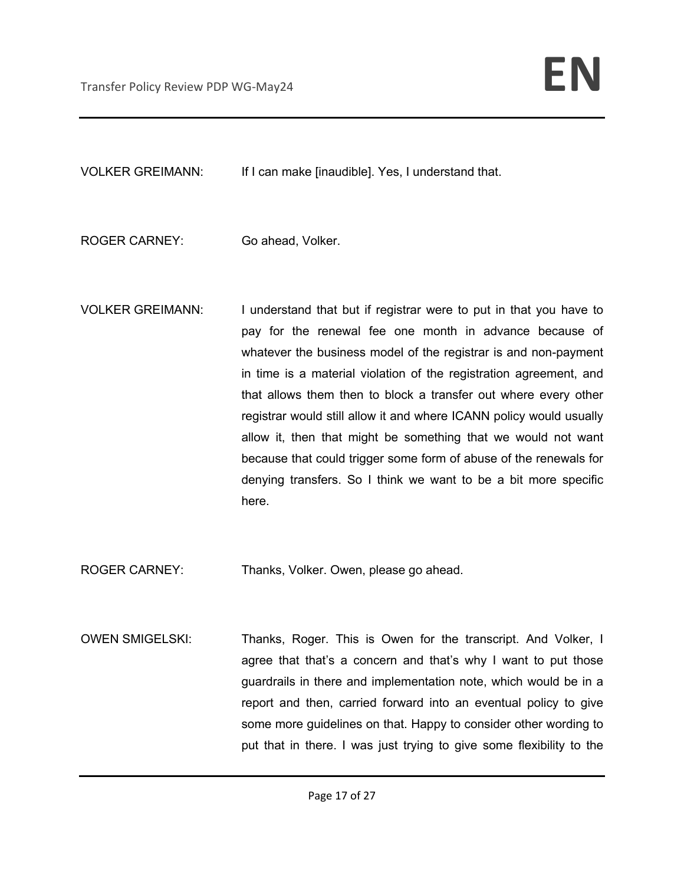VOLKER GREIMANN: If I can make [inaudible]. Yes, I understand that.

ROGER CARNEY: Go ahead, Volker.

VOLKER GREIMANN: I understand that but if registrar were to put in that you have to pay for the renewal fee one month in advance because of whatever the business model of the registrar is and non-payment in time is a material violation of the registration agreement, and that allows them then to block a transfer out where every other registrar would still allow it and where ICANN policy would usually allow it, then that might be something that we would not want because that could trigger some form of abuse of the renewals for denying transfers. So I think we want to be a bit more specific here.

ROGER CARNEY: Thanks, Volker. Owen, please go ahead.

OWEN SMIGELSKI: Thanks, Roger. This is Owen for the transcript. And Volker, I agree that that's a concern and that's why I want to put those guardrails in there and implementation note, which would be in a report and then, carried forward into an eventual policy to give some more guidelines on that. Happy to consider other wording to put that in there. I was just trying to give some flexibility to the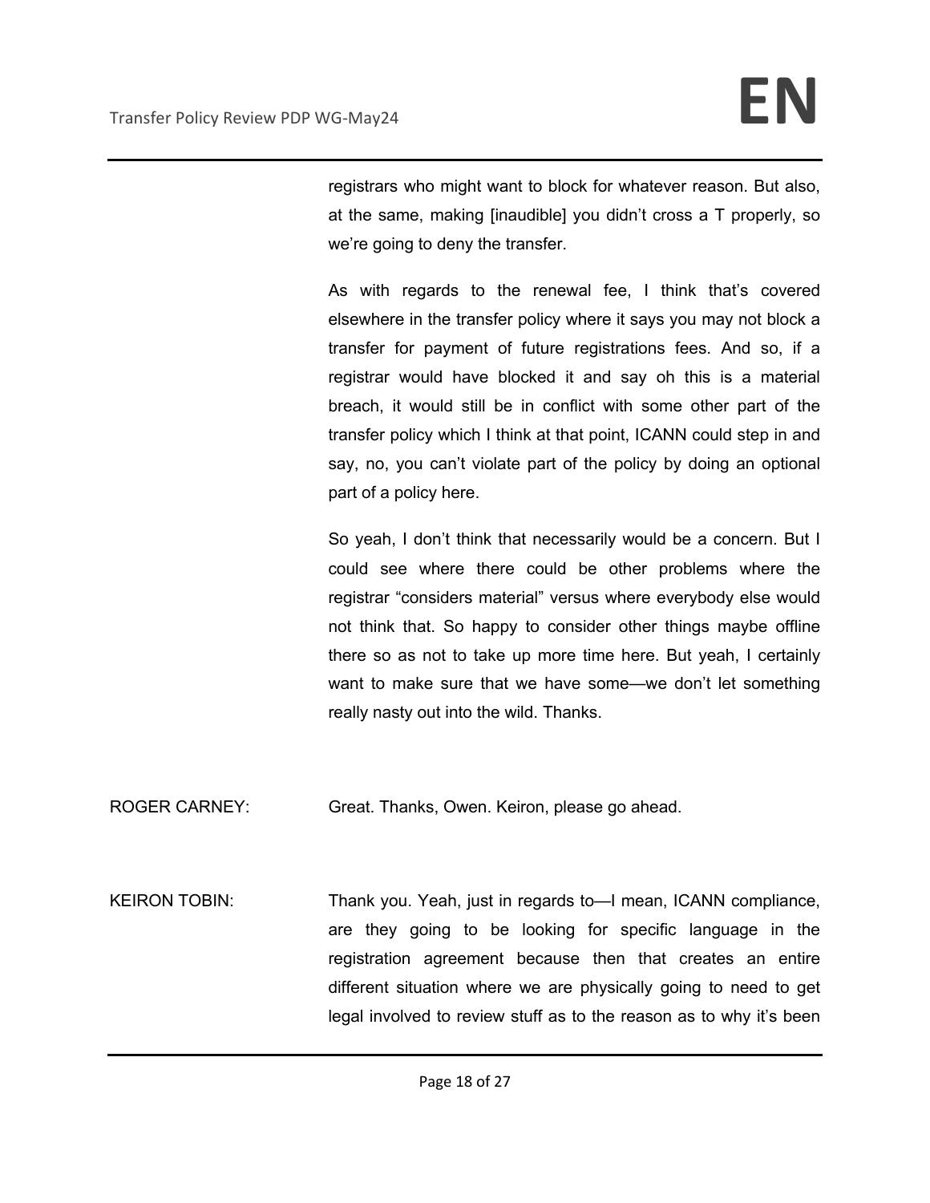registrars who might want to block for whatever reason. But also, at the same, making [inaudible] you didn't cross a T properly, so we're going to deny the transfer.

As with regards to the renewal fee, I think that's covered elsewhere in the transfer policy where it says you may not block a transfer for payment of future registrations fees. And so, if a registrar would have blocked it and say oh this is a material breach, it would still be in conflict with some other part of the transfer policy which I think at that point, ICANN could step in and say, no, you can't violate part of the policy by doing an optional part of a policy here.

So yeah, I don't think that necessarily would be a concern. But I could see where there could be other problems where the registrar "considers material" versus where everybody else would not think that. So happy to consider other things maybe offline there so as not to take up more time here. But yeah, I certainly want to make sure that we have some—we don't let something really nasty out into the wild. Thanks.

ROGER CARNEY: Great. Thanks, Owen. Keiron, please go ahead.

KEIRON TOBIN: Thank you. Yeah, just in regards to—I mean, ICANN compliance, are they going to be looking for specific language in the registration agreement because then that creates an entire different situation where we are physically going to need to get legal involved to review stuff as to the reason as to why it's been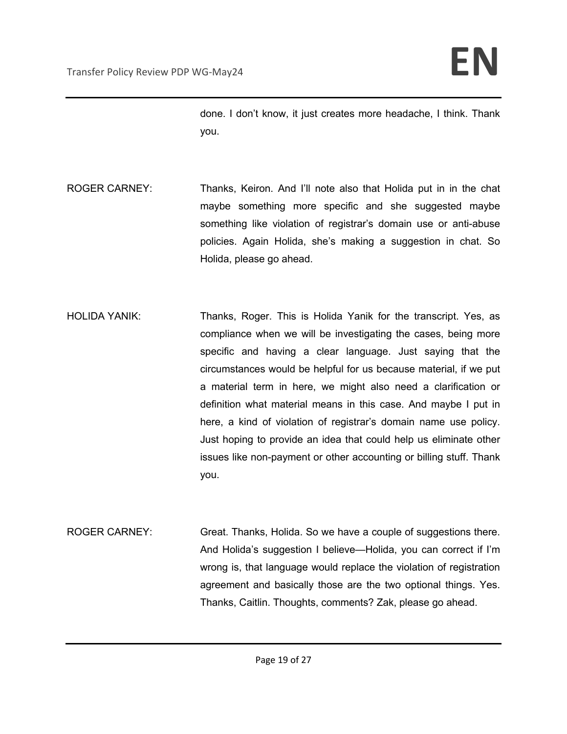done. I don't know, it just creates more headache, I think. Thank you.

ROGER CARNEY: Thanks, Keiron. And I'll note also that Holida put in in the chat maybe something more specific and she suggested maybe something like violation of registrar's domain use or anti-abuse policies. Again Holida, she's making a suggestion in chat. So Holida, please go ahead.

HOLIDA YANIK: Thanks, Roger. This is Holida Yanik for the transcript. Yes, as compliance when we will be investigating the cases, being more specific and having a clear language. Just saying that the circumstances would be helpful for us because material, if we put a material term in here, we might also need a clarification or definition what material means in this case. And maybe I put in here, a kind of violation of registrar's domain name use policy. Just hoping to provide an idea that could help us eliminate other issues like non-payment or other accounting or billing stuff. Thank you.

ROGER CARNEY: Great. Thanks, Holida. So we have a couple of suggestions there. And Holida's suggestion I believe—Holida, you can correct if I'm wrong is, that language would replace the violation of registration agreement and basically those are the two optional things. Yes. Thanks, Caitlin. Thoughts, comments? Zak, please go ahead.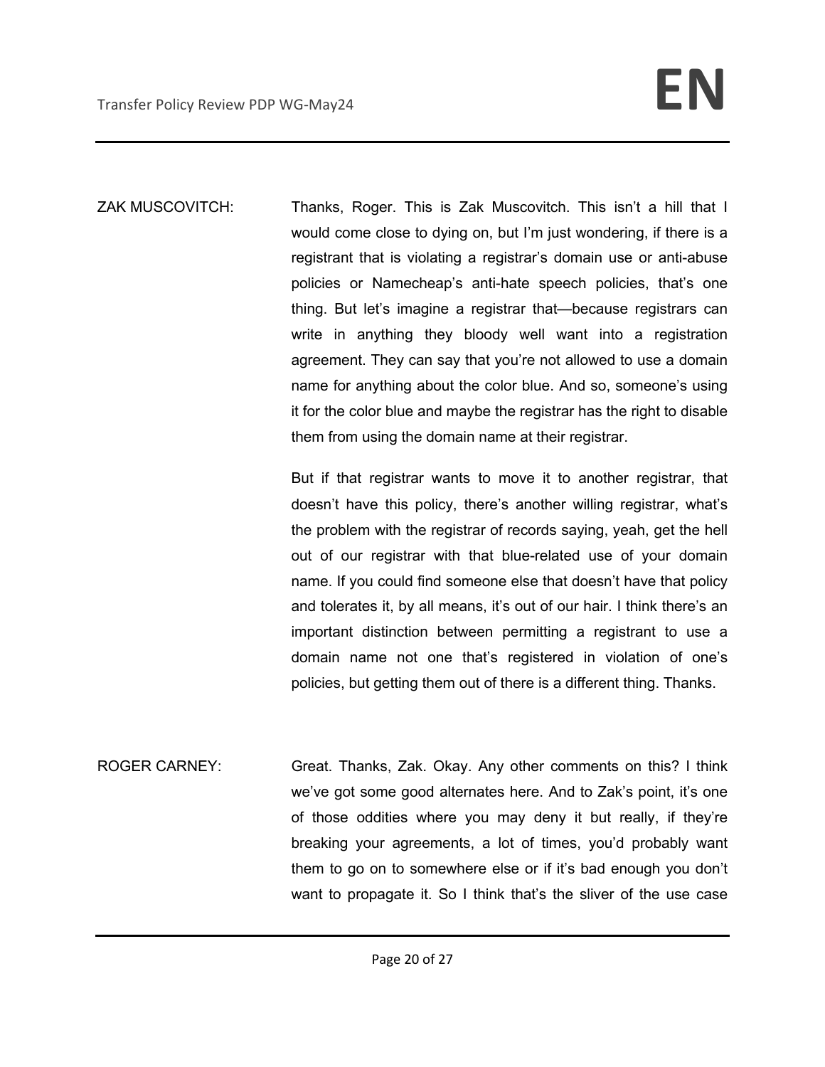ZAK MUSCOVITCH: Thanks, Roger. This is Zak Muscovitch. This isn't a hill that I would come close to dying on, but I'm just wondering, if there is a registrant that is violating a registrar's domain use or anti-abuse policies or Namecheap's anti-hate speech policies, that's one thing. But let's imagine a registrar that—because registrars can write in anything they bloody well want into a registration agreement. They can say that you're not allowed to use a domain name for anything about the color blue. And so, someone's using it for the color blue and maybe the registrar has the right to disable them from using the domain name at their registrar.

But if that registrar wants to move it to another registrar, that doesn't have this policy, there's another willing registrar, what's the problem with the registrar of records saying, yeah, get the hell out of our registrar with that blue-related use of your domain name. If you could find someone else that doesn't have that policy and tolerates it, by all means, it's out of our hair. I think there's an important distinction between permitting a registrant to use a domain name not one that's registered in violation of one's policies, but getting them out of there is a different thing. Thanks.

ROGER CARNEY: Great. Thanks, Zak. Okay. Any other comments on this? I think we've got some good alternates here. And to Zak's point, it's one of those oddities where you may deny it but really, if they're breaking your agreements, a lot of times, you'd probably want them to go on to somewhere else or if it's bad enough you don't want to propagate it. So I think that's the sliver of the use case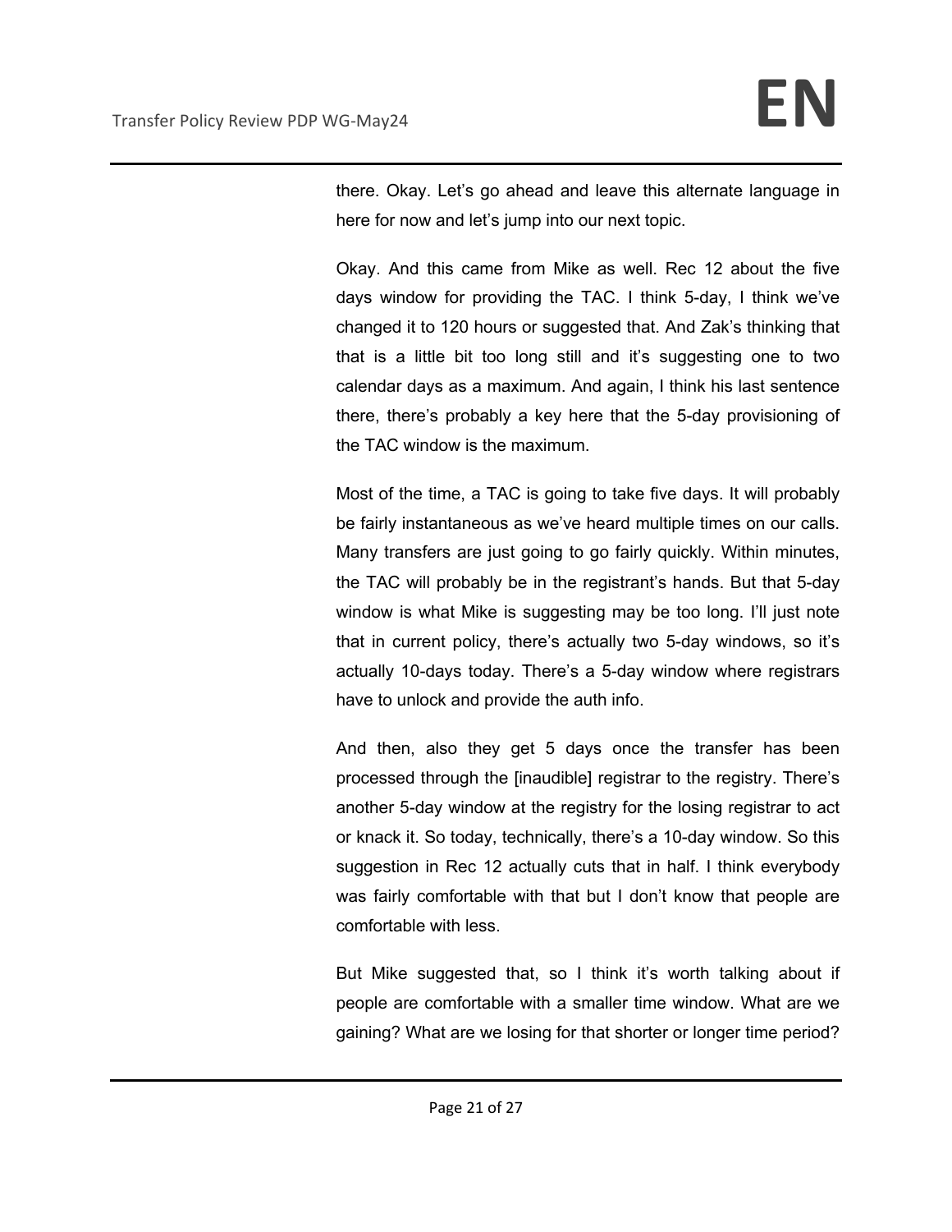there. Okay. Let's go ahead and leave this alternate language in here for now and let's jump into our next topic.

Okay. And this came from Mike as well. Rec 12 about the five days window for providing the TAC. I think 5-day, I think we've changed it to 120 hours or suggested that. And Zak's thinking that that is a little bit too long still and it's suggesting one to two calendar days as a maximum. And again, I think his last sentence there, there's probably a key here that the 5-day provisioning of the TAC window is the maximum.

Most of the time, a TAC is going to take five days. It will probably be fairly instantaneous as we've heard multiple times on our calls. Many transfers are just going to go fairly quickly. Within minutes, the TAC will probably be in the registrant's hands. But that 5-day window is what Mike is suggesting may be too long. I'll just note that in current policy, there's actually two 5-day windows, so it's actually 10-days today. There's a 5-day window where registrars have to unlock and provide the auth info.

And then, also they get 5 days once the transfer has been processed through the [inaudible] registrar to the registry. There's another 5-day window at the registry for the losing registrar to act or knack it. So today, technically, there's a 10-day window. So this suggestion in Rec 12 actually cuts that in half. I think everybody was fairly comfortable with that but I don't know that people are comfortable with less.

But Mike suggested that, so I think it's worth talking about if people are comfortable with a smaller time window. What are we gaining? What are we losing for that shorter or longer time period?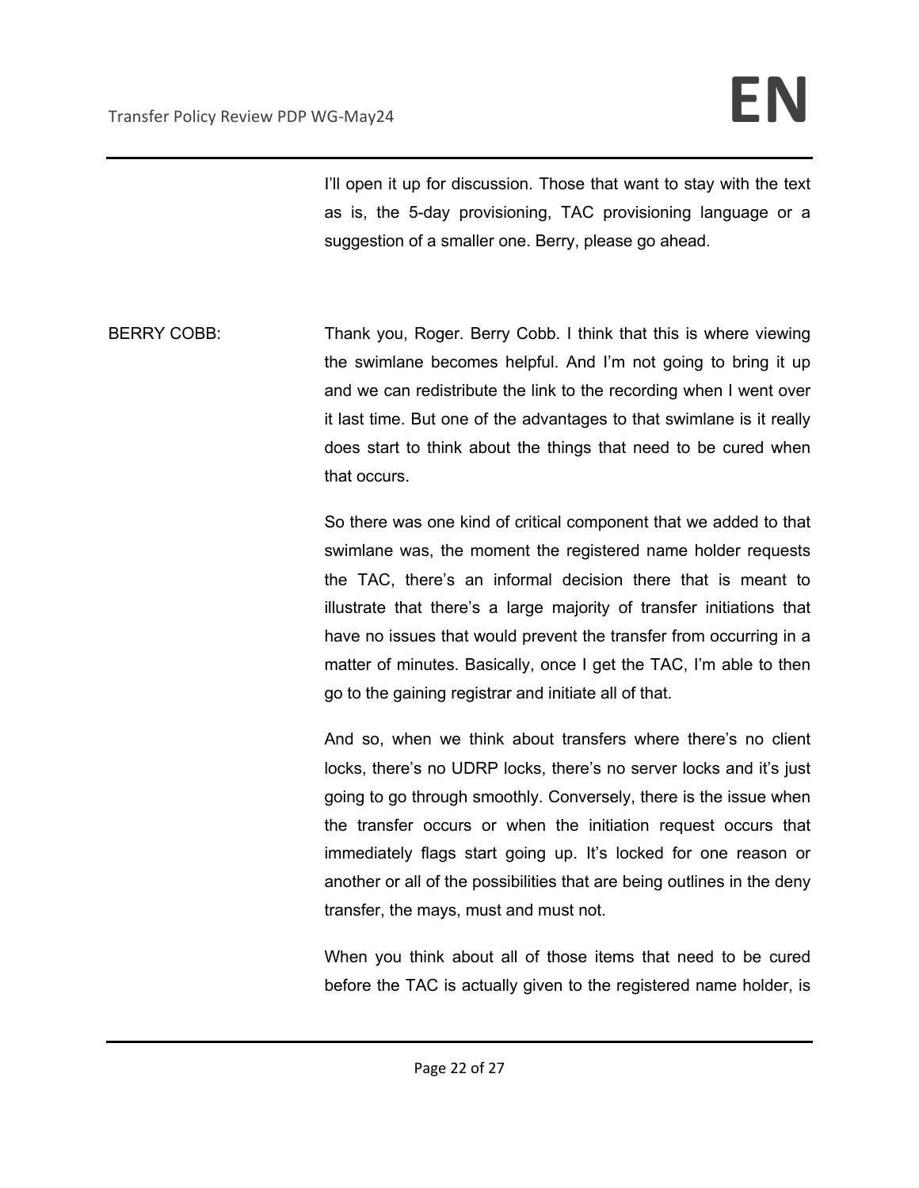I'll open it up for discussion. Those that want to stay with the text as is, the 5-day provisioning, TAC provisioning language or a suggestion of a smaller one. Berry, please go ahead.

BERRY COBB: Thank you, Roger. Berry Cobb. I think that this is where viewing the swimlane becomes helpful. And I'm not going to bring it up and we can redistribute the link to the recording when I went over it last time. But one of the advantages to that swimlane is it really does start to think about the things that need to be cured when that occurs.

So there was one kind of critical component that we added to that swimlane was, the moment the registered name holder requests the TAC, there's an informal decision there that is meant to illustrate that there's a large majority of transfer initiations that have no issues that would prevent the transfer from occurring in a matter of minutes. Basically, once I get the TAC, I'm able to then go to the gaining registrar and initiate all of that.

And so, when we think about transfers where there's no client locks, there's no UDRP locks, there's no server locks and it's just going to go through smoothly. Conversely, there is the issue when the transfer occurs or when the initiation request occurs that immediately flags start going up. It's locked for one reason or another or all of the possibilities that are being outlines in the deny transfer, the mays, must and must not.

When you think about all of those items that need to be cured before the TAC is actually given to the registered name holder, is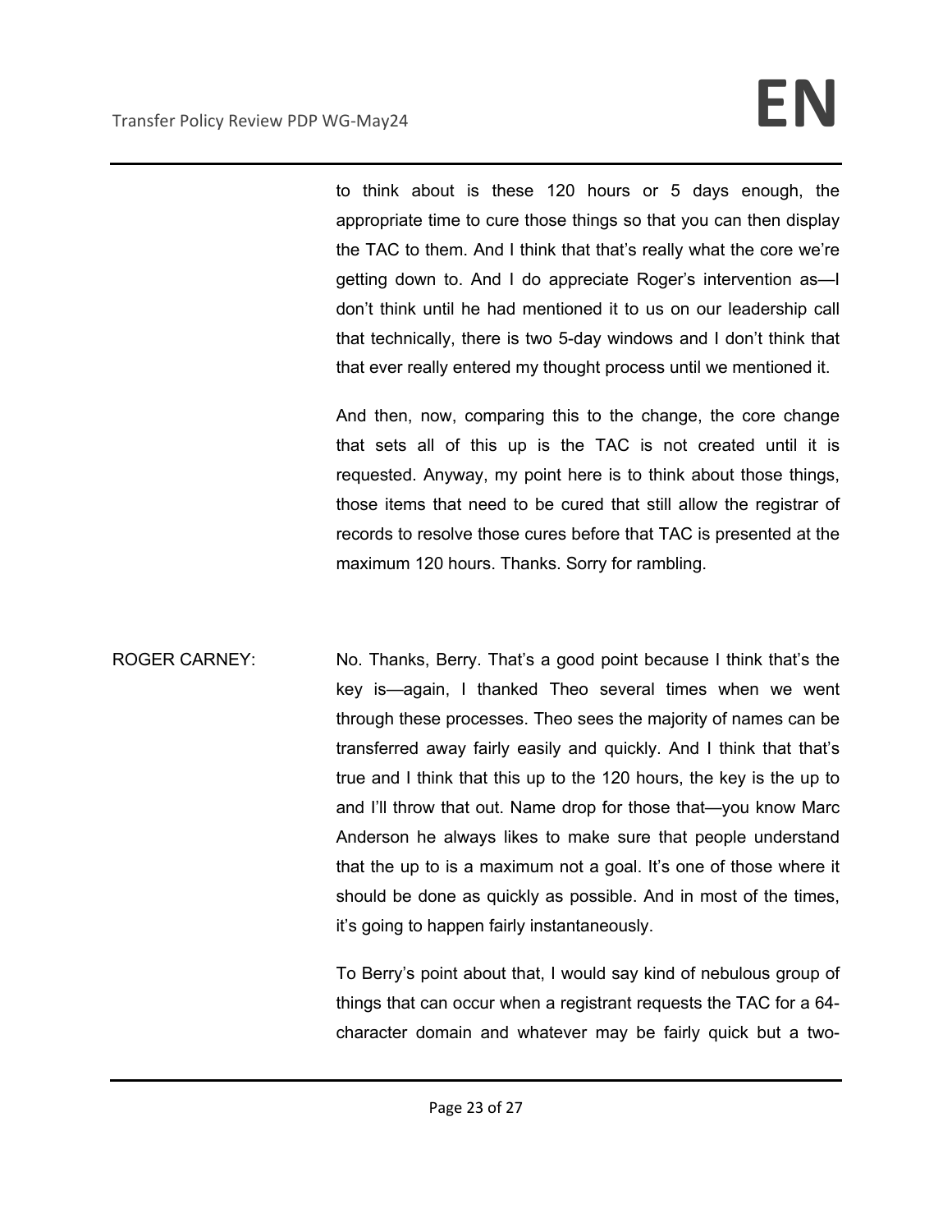to think about is these 120 hours or 5 days enough, the appropriate time to cure those things so that you can then display the TAC to them. And I think that that's really what the core we're getting down to. And I do appreciate Roger's intervention as—I don't think until he had mentioned it to us on our leadership call that technically, there is two 5-day windows and I don't think that that ever really entered my thought process until we mentioned it.

And then, now, comparing this to the change, the core change that sets all of this up is the TAC is not created until it is requested. Anyway, my point here is to think about those things, those items that need to be cured that still allow the registrar of records to resolve those cures before that TAC is presented at the maximum 120 hours. Thanks. Sorry for rambling.

ROGER CARNEY: No. Thanks, Berry. That's a good point because I think that's the key is—again, I thanked Theo several times when we went through these processes. Theo sees the majority of names can be transferred away fairly easily and quickly. And I think that that's true and I think that this up to the 120 hours, the key is the up to and I'll throw that out. Name drop for those that—you know Marc Anderson he always likes to make sure that people understand that the up to is a maximum not a goal. It's one of those where it should be done as quickly as possible. And in most of the times, it's going to happen fairly instantaneously.

To Berry's point about that, I would say kind of nebulous group of things that can occur when a registrant requests the TAC for a 64-character domain and whatever may be fairly quick but a two-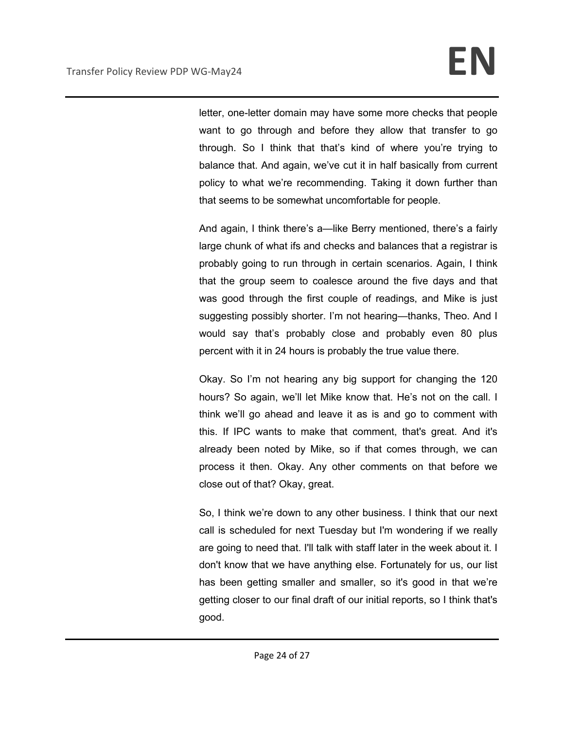letter, one-letter domain may have some more checks that people want to go through and before they allow that transfer to go through. So I think that that's kind of where you're trying to balance that. And again, we've cut it in half basically from current policy to what we're recommending. Taking it down further than that seems to be somewhat uncomfortable for people.

And again, I think there's a—like Berry mentioned, there's a fairly large chunk of what ifs and checks and balances that a registrar is probably going to run through in certain scenarios. Again, I think that the group seem to coalesce around the five days and that was good through the first couple of readings, and Mike is just suggesting possibly shorter. I'm not hearing—thanks, Theo. And I would say that's probably close and probably even 80 plus percent with it in 24 hours is probably the true value there.

Okay. So I'm not hearing any big support for changing the 120 hours? So again, we'll let Mike know that. He's not on the call. I think we'll go ahead and leave it as is and go to comment with this. If IPC wants to make that comment, that's great. And it's already been noted by Mike, so if that comes through, we can process it then. Okay. Any other comments on that before we close out of that? Okay, great.

So, I think we're down to any other business. I think that our next call is scheduled for next Tuesday but I'm wondering if we really are going to need that. I'll talk with staff later in the week about it. I don't know that we have anything else. Fortunately for us, our list has been getting smaller and smaller, so it's good in that we're getting closer to our final draft of our initial reports, so I think that's good.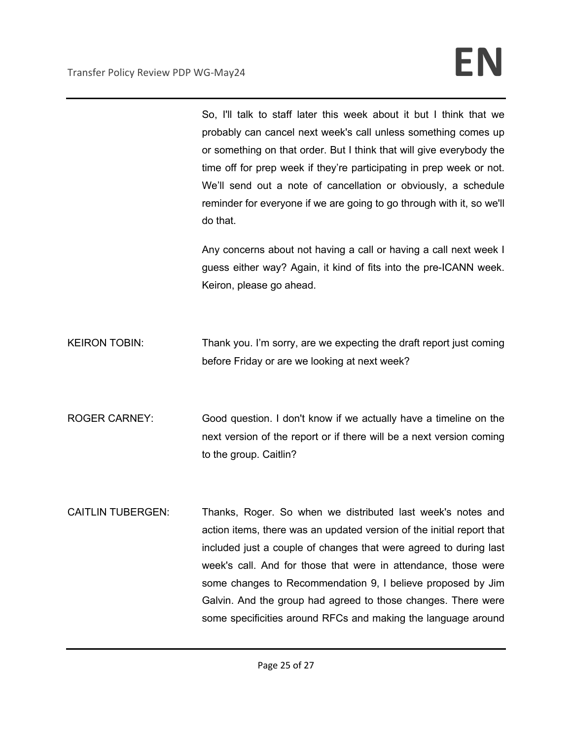So, I'll talk to staff later this week about it but I think that we probably can cancel next week's call unless something comes up or something on that order. But I think that will give everybody the time off for prep week if they're participating in prep week or not. We'll send out a note of cancellation or obviously, a schedule reminder for everyone if we are going to go through with it, so we'll do that.

Any concerns about not having a call or having a call next week I guess either way? Again, it kind of fits into the pre-ICANN week. Keiron, please go ahead.

KEIRON TOBIN: Thank you. I'm sorry, are we expecting the draft report just coming before Friday or are we looking at next week?

ROGER CARNEY: Good question. I don't know if we actually have a timeline on the next version of the report or if there will be a next version coming to the group. Caitlin?

CAITLIN TUBERGEN: Thanks, Roger. So when we distributed last week's notes and action items, there was an updated version of the initial report that included just a couple of changes that were agreed to during last week's call. And for those that were in attendance, those were some changes to Recommendation 9, I believe proposed by Jim Galvin. And the group had agreed to those changes. There were some specificities around RFCs and making the language around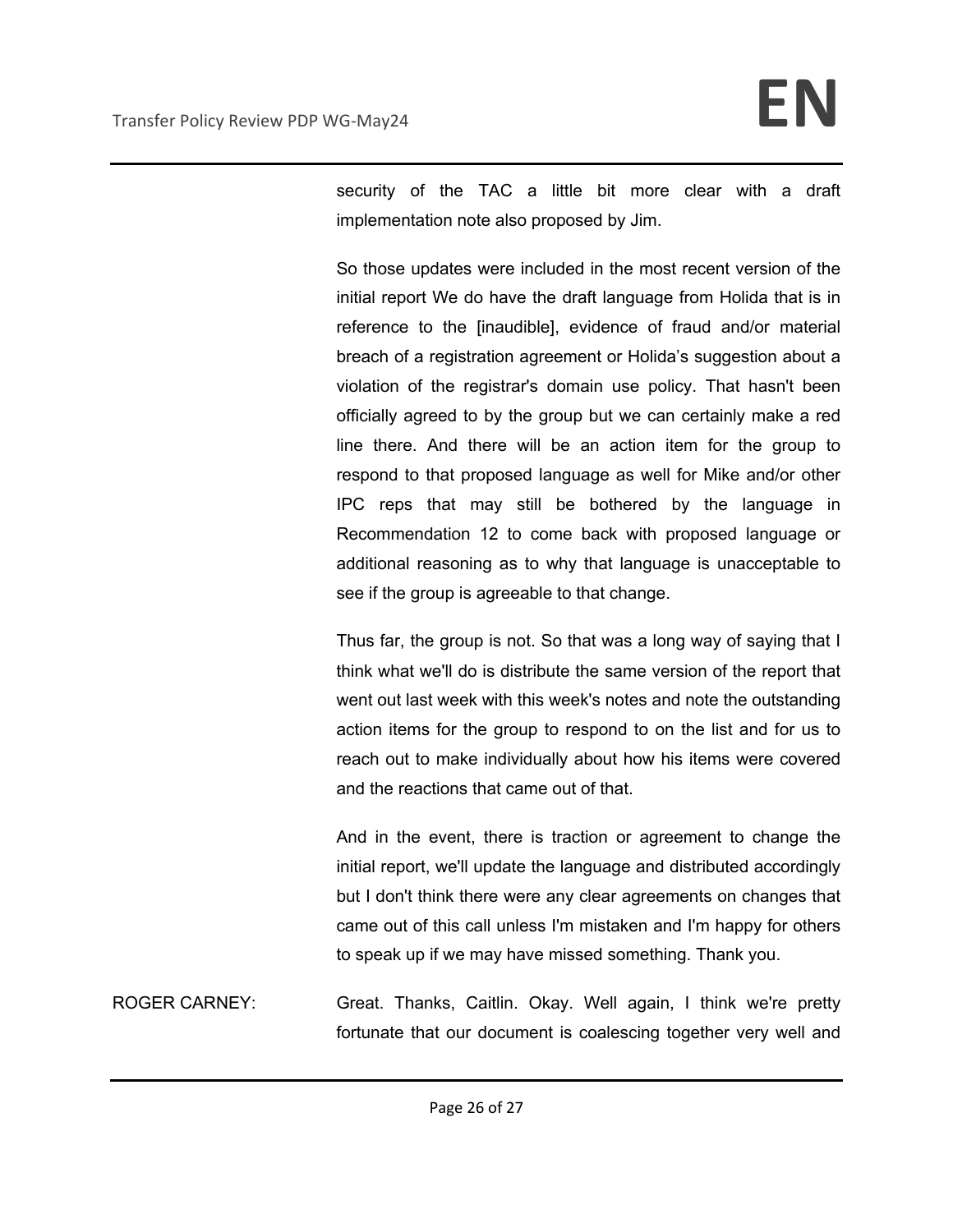security of the TAC a little bit more clear with a draft implementation note also proposed by Jim.

So those updates were included in the most recent version of the initial report We do have the draft language from Holida that is in reference to the [inaudible], evidence of fraud and/or material breach of a registration agreement or Holida's suggestion about a violation of the registrar's domain use policy. That hasn't been officially agreed to by the group but we can certainly make a red line there. And there will be an action item for the group to respond to that proposed language as well for Mike and/or other IPC reps that may still be bothered by the language in Recommendation 12 to come back with proposed language or additional reasoning as to why that language is unacceptable to see if the group is agreeable to that change.

Thus far, the group is not. So that was a long way of saying that I think what we'll do is distribute the same version of the report that went out last week with this week's notes and note the outstanding action items for the group to respond to on the list and for us to reach out to make individually about how his items were covered and the reactions that came out of that.

And in the event, there is traction or agreement to change the initial report, we'll update the language and distributed accordingly but I don't think there were any clear agreements on changes that came out of this call unless I'm mistaken and I'm happy for others to speak up if we may have missed something. Thank you.

ROGER CARNEY: Great. Thanks, Caitlin. Okay. Well again, I think we're pretty fortunate that our document is coalescing together very well and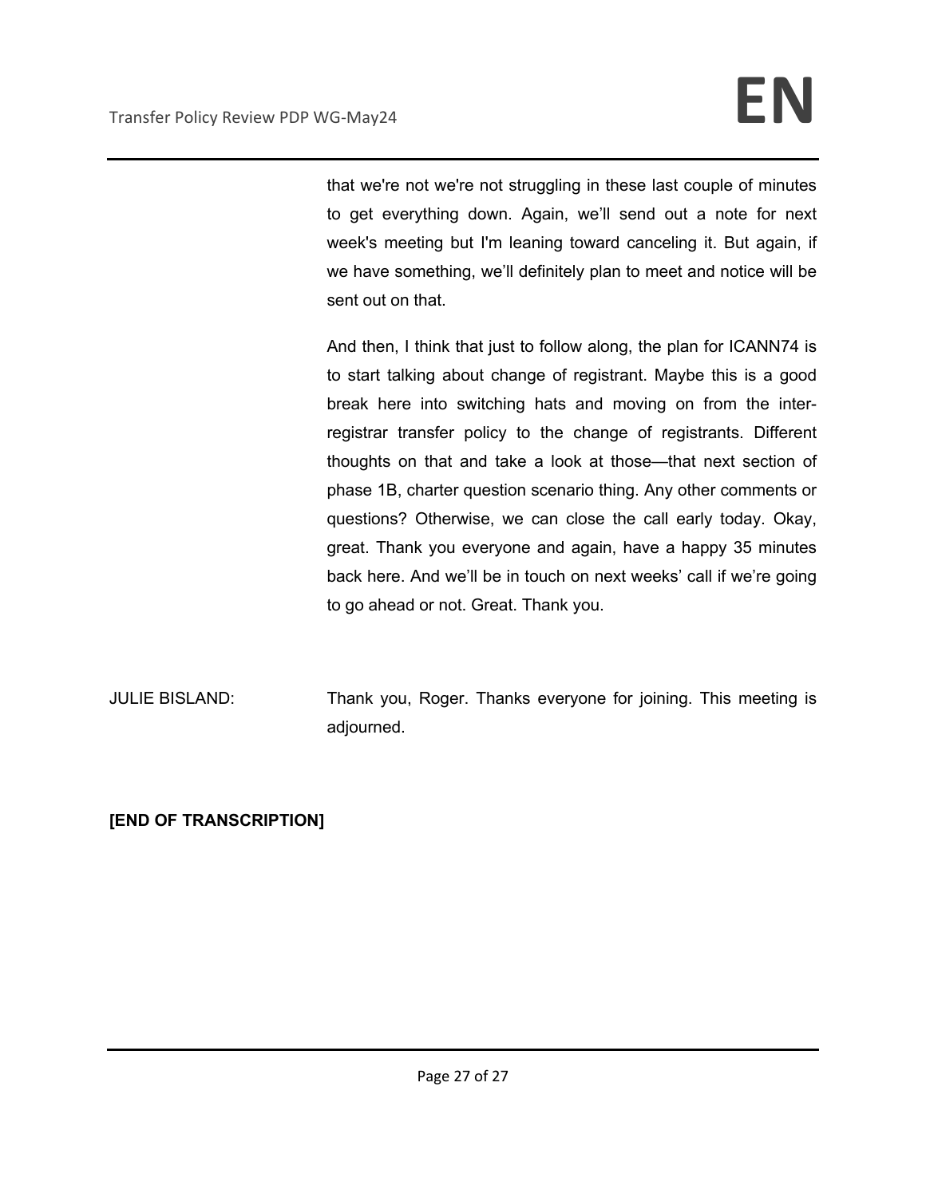that we're not we're not struggling in these last couple of minutes to get everything down. Again, we'll send out a note for next week's meeting but I'm leaning toward canceling it. But again, if we have something, we'll definitely plan to meet and notice will be sent out on that.

And then, I think that just to follow along, the plan for ICANN74 is to start talking about change of registrant. Maybe this is a good break here into switching hats and moving on from the inter-registrar transfer policy to the change of registrants. Different thoughts on that and take a look at those—that next section of phase 1B, charter question scenario thing. Any other comments or questions? Otherwise, we can close the call early today. Okay, great. Thank you everyone and again, have a happy 35 minutes back here. And we'll be in touch on next weeks' call if we're going to go ahead or not. Great. Thank you.

JULIE BISLAND: Thank you, Roger. Thanks everyone for joining. This meeting is adjourned.

**[END OF TRANSCRIPTION]**